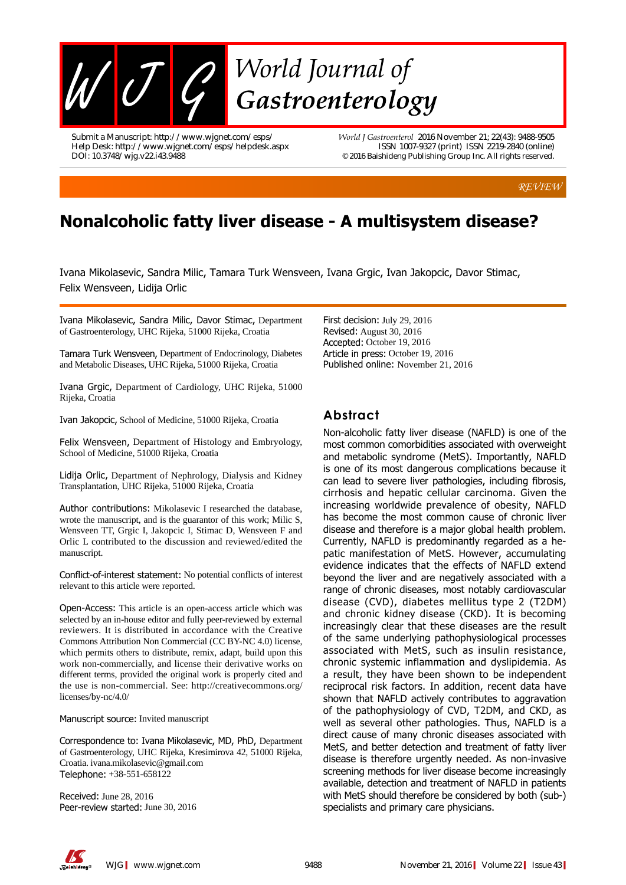REVIEW

# Nonalcoholic fatty liver disease - A multisystem disease?

Ivana Mikolasevic, Sandra Milic, Tamara Turk Wensveen, Ivana Grgic, Ivan Jakopcic, Davor Stimac, Felix Wensveen, Lidija Orlic

**Ivana Mikolasevic, Sandra Milic, Davor Stimac,** Department of Gastroenterology, UHC Rijeka, 51000 Rijeka, Croatia

**Tamara Turk Wensveen,** Department of Endocrinology, Diabetes and Metabolic Diseases, UHC Rijeka, 51000 Rijeka, Croatia

**Ivana Grgic,** Department of Cardiology, UHC Rijeka, 51000 Rijeka, Croatia

**Ivan Jakopcic,** School of Medicine, 51000 Rijeka, Croatia

**Felix Wensveen,** Department of Histology and Embryology, School of Medicine, 51000 Rijeka, Croatia

**Lidija Orlic,** Department of Nephrology, Dialysis and Kidney Transplantation, UHC Rijeka, 51000 Rijeka, Croatia

**Author contributions:** Mikolasevic I researched the database, wrote the manuscript, and is the guarantor of this work; Milic S, Wensveen TT, Grgic I, Jakopcic I, Stimac D, Wensveen F and Orlic L contributed to the discussion and reviewed/edited the manuscript.

**Conflict-of-interest statement:** No potential conflicts of interest relevant to this article were reported.

**Open-Access:** This article is an open-access article which was selected by an in-house editor and fully peer-reviewed by external reviewers. It is distributed in accordance with the Creative Commons Attribution Non Commercial (CC BY-NC 4.0) license, which permits others to distribute, remix, adapt, build upon this work non-commercially, and license their derivative works on different terms, provided the original work is properly cited and the use is non-commercial. See: http://creativecommons.org/licenses/by-nc/4.0/

**Manuscript source:** Invited manuscript

**Correspondence to:** Ivana Mikolasevic, MD, PhD, Department of Gastroenterology, UHC Rijeka, Kresimirova 42, 51000 Rijeka, Croatia. ivana.mikolasevic@gmail.com
**Telephone:** +38-551-658122

**Received:** June 28, 2016
**Peer-review started:** June 30, 2016
**First decision:** July 29, 2016
**Revised:** August 30, 2016
**Accepted:** October 19, 2016
**Article in press:** October 19, 2016
**Published online:** November 21, 2016

## Abstract

Non-alcoholic fatty liver disease (NAFLD) is one of the most common comorbidities associated with overweight and metabolic syndrome (MetS). Importantly, NAFLD is one of its most dangerous complications because it can lead to severe liver pathologies, including fibrosis, cirrhosis and hepatic cellular carcinoma. Given the increasing worldwide prevalence of obesity, NAFLD has become the most common cause of chronic liver disease and therefore is a major global health problem. Currently, NAFLD is predominantly regarded as a hepatic manifestation of MetS. However, accumulating evidence indicates that the effects of NAFLD extend beyond the liver and are negatively associated with a range of chronic diseases, most notably cardiovascular disease (CVD), diabetes mellitus type 2 (T2DM) and chronic kidney disease (CKD). It is becoming increasingly clear that these diseases are the result of the same underlying pathophysiological processes associated with MetS, such as insulin resistance, chronic systemic inflammation and dyslipidemia. As a result, they have been shown to be independent reciprocal risk factors. In addition, recent data have shown that NAFLD actively contributes to aggravation of the pathophysiology of CVD, T2DM, and CKD, as well as several other pathologies. Thus, NAFLD is a direct cause of many chronic diseases associated with MetS, and better detection and treatment of fatty liver disease is therefore urgently needed. As non-invasive screening methods for liver disease become increasingly available, detection and treatment of NAFLD in patients with MetS should therefore be considered by both (sub-) specialists and primary care physicians.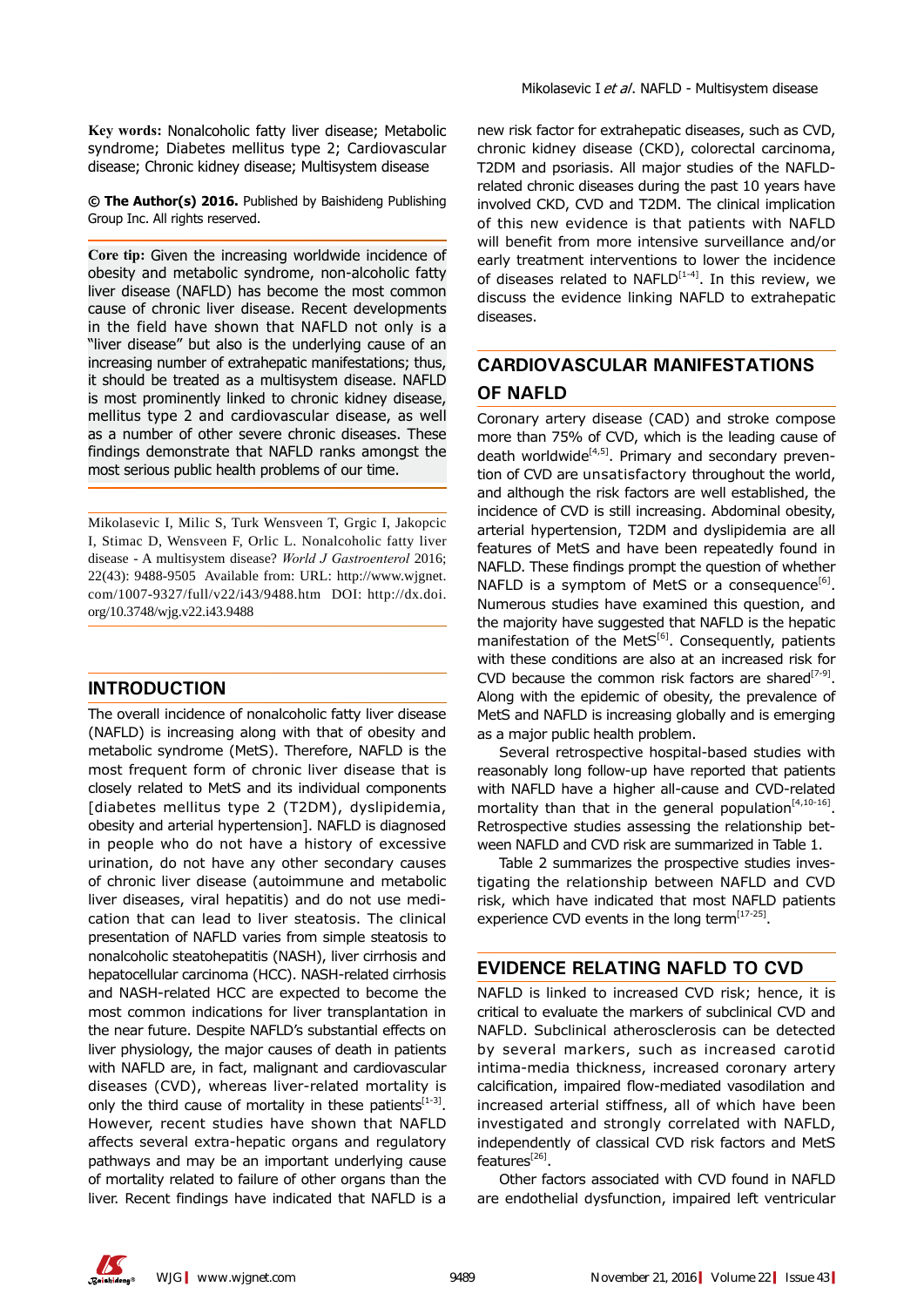**Key words:** Nonalcoholic fatty liver disease; Metabolic syndrome; Diabetes mellitus type 2; Cardiovascular disease; Chronic kidney disease; Multisystem disease

**© The Author(s) 2016.** Published by Baishideng Publishing Group Inc. All rights reserved.

**Core tip:** Given the increasing worldwide incidence of obesity and metabolic syndrome, non-alcoholic fatty liver disease (NAFLD) has become the most common cause of chronic liver disease. Recent developments in the field have shown that NAFLD not only is a "liver disease" but also is the underlying cause of an increasing number of extrahepatic manifestations; thus, it should be treated as a multisystem disease. NAFLD is most prominently linked to chronic kidney disease, mellitus type 2 and cardiovascular disease, as well as a number of other severe chronic diseases. These findings demonstrate that NAFLD ranks amongst the most serious public health problems of our time.

Mikolasevic I, Milic S, Turk Wensveen T, Grgic I, Jakopcic I, Stimac D, Wensveen F, Orlic L. Nonalcoholic fatty liver disease - A multisystem disease? *World J Gastroenterol* 2016; 22(43): 9488-9505 Available from: URL: http://www.wjgnet.com/1007-9327/full/v22/i43/9488.htm DOI: http://dx.doi.org/10.3748/wjg.v22.i43.9488

## INTRODUCTION

The overall incidence of nonalcoholic fatty liver disease (NAFLD) is increasing along with that of obesity and metabolic syndrome (MetS). Therefore, NAFLD is the most frequent form of chronic liver disease that is closely related to MetS and its individual components [diabetes mellitus type 2 (T2DM), dyslipidemia, obesity and arterial hypertension]. NAFLD is diagnosed in people who do not have a history of excessive urination, do not have any other secondary causes of chronic liver disease (autoimmune and metabolic liver diseases, viral hepatitis) and do not use medication that can lead to liver steatosis. The clinical presentation of NAFLD varies from simple steatosis to nonalcoholic steatohepatitis (NASH), liver cirrhosis and hepatocellular carcinoma (HCC). NASH-related cirrhosis and NASH-related HCC are expected to become the most common indications for liver transplantation in the near future. Despite NAFLD's substantial effects on liver physiology, the major causes of death in patients with NAFLD are, in fact, malignant and cardiovascular diseases (CVD), whereas liver-related mortality is only the third cause of mortality in these patients[1-3]. However, recent studies have shown that NAFLD affects several extra-hepatic organs and regulatory pathways and may be an important underlying cause of mortality related to failure of other organs than the liver. Recent findings have indicated that NAFLD is a new risk factor for extrahepatic diseases, such as CVD, chronic kidney disease (CKD), colorectal carcinoma, T2DM and psoriasis. All major studies of the NAFLD-related chronic diseases during the past 10 years have involved CKD, CVD and T2DM. The clinical implication of this new evidence is that patients with NAFLD will benefit from more intensive surveillance and/or early treatment interventions to lower the incidence of diseases related to NAFLD[1-4]. In this review, we discuss the evidence linking NAFLD to extrahepatic diseases.

## CARDIOVASCULAR MANIFESTATIONS OF NAFLD

Coronary artery disease (CAD) and stroke compose more than 75% of CVD, which is the leading cause of death worldwide[4,5]. Primary and secondary prevention of CVD are unsatisfactory throughout the world, and although the risk factors are well established, the incidence of CVD is still increasing. Abdominal obesity, arterial hypertension, T2DM and dyslipidemia are all features of MetS and have been repeatedly found in NAFLD. These findings prompt the question of whether NAFLD is a symptom of MetS or a consequence[6]. Numerous studies have examined this question, and the majority have suggested that NAFLD is the hepatic manifestation of the MetS[6]. Consequently, patients with these conditions are also at an increased risk for CVD because the common risk factors are shared[7-9]. Along with the epidemic of obesity, the prevalence of MetS and NAFLD is increasing globally and is emerging as a major public health problem.

Several retrospective hospital-based studies with reasonably long follow-up have reported that patients with NAFLD have a higher all-cause and CVD-related mortality than that in the general population[4,10-16]. Retrospective studies assessing the relationship between NAFLD and CVD risk are summarized in Table 1.

Table 2 summarizes the prospective studies investigating the relationship between NAFLD and CVD risk, which have indicated that most NAFLD patients experience CVD events in the long term[17-25].

## EVIDENCE RELATING NAFLD TO CVD

NAFLD is linked to increased CVD risk; hence, it is critical to evaluate the markers of subclinical CVD and NAFLD. Subclinical atherosclerosis can be detected by several markers, such as increased carotid intima-media thickness, increased coronary artery calcification, impaired flow-mediated vasodilation and increased arterial stiffness, all of which have been investigated and strongly correlated with NAFLD, independently of classical CVD risk factors and MetS features[26].

Other factors associated with CVD found in NAFLD are endothelial dysfunction, impaired left ventricular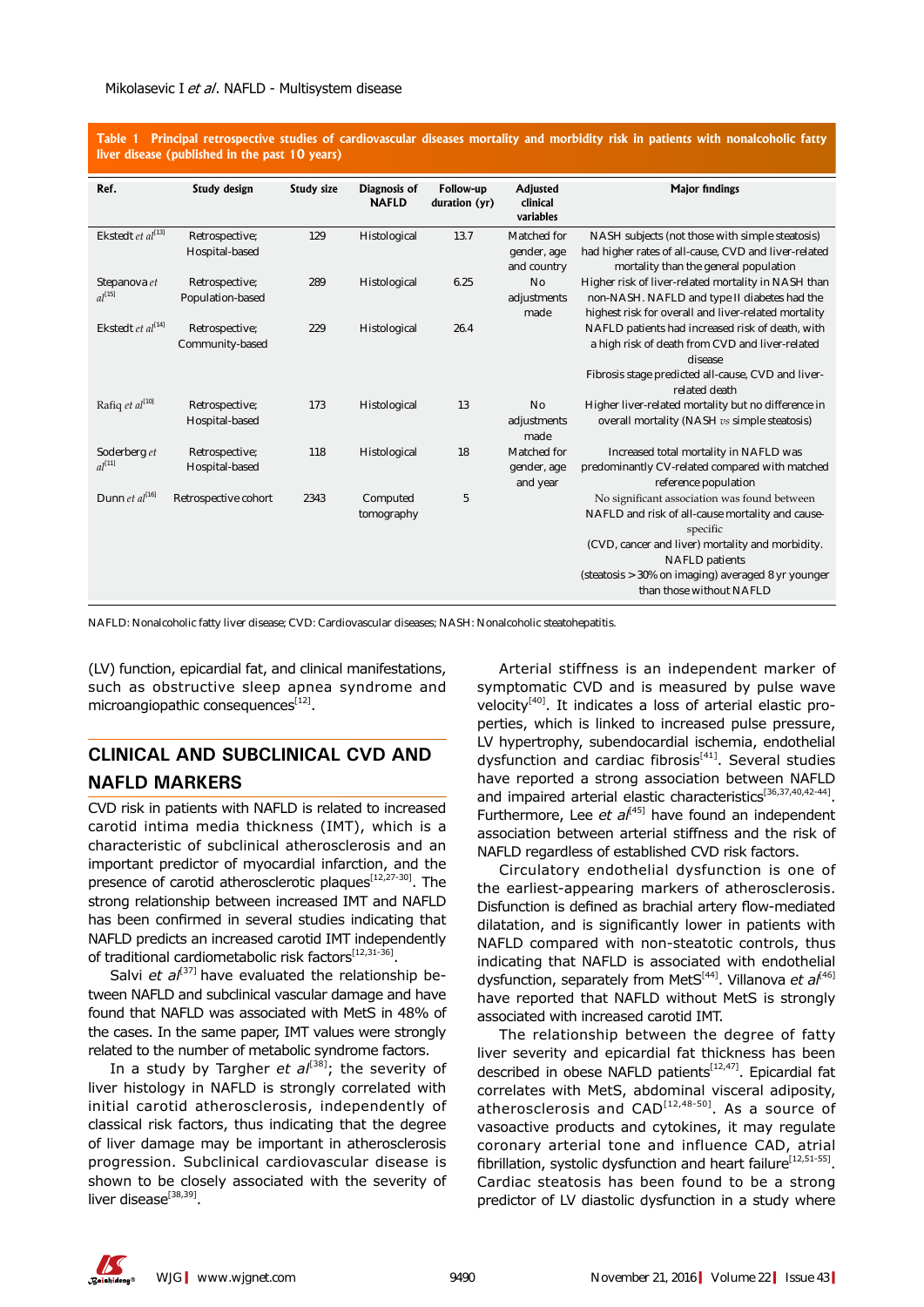**Table 1 Principal retrospective studies of cardiovascular diseases mortality and morbidity risk in patients with nonalcoholic fatty liver disease (published in the past 10 years)**

| Ref. | Study design | Study size | Diagnosis of NAFLD | Follow-up duration (yr) | Adjusted clinical variables | Major findings |
|---|---|---|---|---|---|---|
| Ekstedt *et al*[13] | Retrospective; Hospital-based | 129 | Histological | 13.7 | Matched for gender, age and country | NASH subjects (not those with simple steatosis) had higher rates of all-cause, CVD and liver-related mortality than the general population |
| Stepanova *et al*[15] | Retrospective; Population-based | 289 | Histological | 6.25 | No adjustments made | Higher risk of liver-related mortality in NASH than non-NASH. NAFLD and type II diabetes had the highest risk for overall and liver-related mortality |
| Ekstedt *et al*[14] | Retrospective; Community-based | 229 | Histological | 26.4 | | NAFLD patients had increased risk of death, with a high risk of death from CVD and liver-related disease<br>Fibrosis stage predicted all-cause, CVD and liver-related death |
| Rafiq *et al*[10] | Retrospective; Hospital-based | 173 | Histological | 13 | No adjustments made | Higher liver-related mortality but no difference in overall mortality (NASH *vs* simple steatosis) |
| Soderberg *et al*[11] | Retrospective; Hospital-based | 118 | Histological | 18 | Matched for gender, age and year | Increased total mortality in NAFLD was predominantly CV-related compared with matched reference population |
| Dunn *et al*[16] | Retrospective cohort | 2343 | Computed tomography | 5 | | No significant association was found between NAFLD and risk of all-cause mortality and cause-specific<br>(CVD, cancer and liver) mortality and morbidity. NAFLD patients<br>(steatosis > 30% on imaging) averaged 8 yr younger than those without NAFLD |

NAFLD: Nonalcoholic fatty liver disease; CVD: Cardiovascular diseases; NASH: Nonalcoholic steatohepatitis.

(LV) function, epicardial fat, and clinical manifestations, such as obstructive sleep apnea syndrome and microangiopathic consequences[12].

## CLINICAL AND SUBCLINICAL CVD AND NAFLD MARKERS

CVD risk in patients with NAFLD is related to increased carotid intima media thickness (IMT), which is a characteristic of subclinical atherosclerosis and an important predictor of myocardial infarction, and the presence of carotid atherosclerotic plaques[12,27-30]. The strong relationship between increased IMT and NAFLD has been confirmed in several studies indicating that NAFLD predicts an increased carotid IMT independently of traditional cardiometabolic risk factors[12,31-36].

Salvi *et al*[37] have evaluated the relationship between NAFLD and subclinical vascular damage and have found that NAFLD was associated with MetS in 48% of the cases. In the same paper, IMT values were strongly related to the number of metabolic syndrome factors.

In a study by Targher *et al*[38]; the severity of liver histology in NAFLD is strongly correlated with initial carotid atherosclerosis, independently of classical risk factors, thus indicating that the degree of liver damage may be important in atherosclerosis progression. Subclinical cardiovascular disease is shown to be closely associated with the severity of liver disease[38,39].

Arterial stiffness is an independent marker of symptomatic CVD and is measured by pulse wave velocity[40]. It indicates a loss of arterial elastic properties, which is linked to increased pulse pressure, LV hypertrophy, subendocardial ischemia, endothelial dysfunction and cardiac fibrosis[41]. Several studies have reported a strong association between NAFLD and impaired arterial elastic characteristics[36,37,40,42-44]. Furthermore, Lee *et al*[45] have found an independent association between arterial stiffness and the risk of NAFLD regardless of established CVD risk factors.

Circulatory endothelial dysfunction is one of the earliest-appearing markers of atherosclerosis. Disfunction is defined as brachial artery flow-mediated dilatation, and is significantly lower in patients with NAFLD compared with non-steatotic controls, thus indicating that NAFLD is associated with endothelial dysfunction, separately from MetS[44]. Villanova *et al*[46] have reported that NAFLD without MetS is strongly associated with increased carotid IMT.

The relationship between the degree of fatty liver severity and epicardial fat thickness has been described in obese NAFLD patients[12,47]. Epicardial fat correlates with MetS, abdominal visceral adiposity, atherosclerosis and CAD[12,48-50]. As a source of vasoactive products and cytokines, it may regulate coronary arterial tone and influence CAD, atrial fibrillation, systolic dysfunction and heart failure[12,51-55]. Cardiac steatosis has been found to be a strong predictor of LV diastolic dysfunction in a study where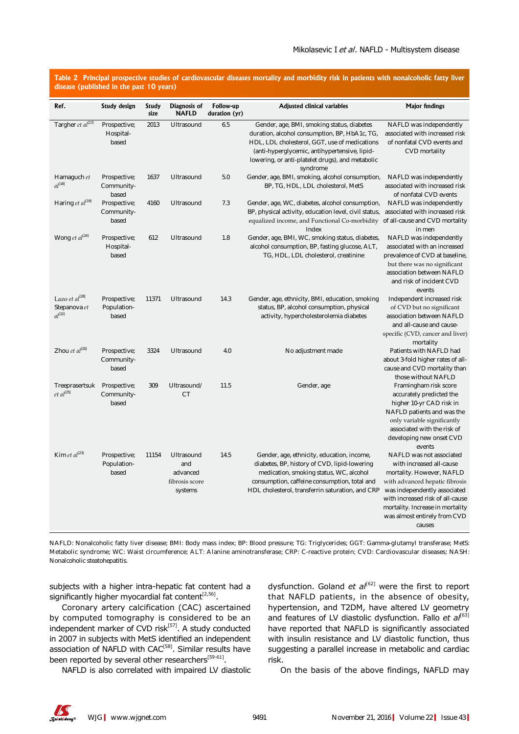**Table 2 Principal prospective studies of cardiovascular diseases mortality and morbidity risk in patients with nonalcoholic fatty liver disease (published in the past 10 years)**

| Ref. | Study design | Study size | Diagnosis of NAFLD | Follow-up duration (yr) | Adjusted clinical variables | Major findings |
|---|---|---|---|---|---|---|
| Targher *et al*[17] | Prospective; Hospital-based | 2013 | Ultrasound | 6.5 | Gender, age, BMI, smoking status, diabetes duration, alcohol consumption, BP, HbA1c, TG, HDL, LDL cholesterol, GGT, use of medications (anti-hyperglycemic, antihypertensive, lipid-lowering, or anti-platelet drugs), and metabolic syndrome | NAFLD was independently associated with increased risk of nonfatal CVD events and CVD mortality |
| Hamaguch *et al*[18] | Prospective; Community-based | 1637 | Ultrasound | 5.0 | Gender, age, BMI, smoking, alcohol consumption, BP, TG, HDL, LDL cholesterol, MetS | NAFLD was independently associated with increased risk of nonfatal CVD events |
| Haring *et al*[19] | Prospective; Community-based | 4160 | Ultrasound | 7.3 | Gender, age, WC, diabetes, alcohol consumption, BP, physical activity, education level, civil status, equalized income, and Functional Co-morbidity Index | NAFLD was independently associated with increased risk of all-cause and CVD mortality in men |
| Wong *et al*[24] | Prospective; Hospital-based | 612 | Ultrasound | 1.8 | Gender, age, BMI, WC, smoking status, diabetes, alcohol consumption, BP, fasting glucose, ALT, TG, HDL, LDL cholesterol, creatinine | NAFLD was independently associated with an increased prevalence of CVD at baseline, but there was no significant association between NAFLD and risk of incident CVD events |
| Lazo *et al*[28] Stepanova *et al*[22] | Prospective; Population-based | 11371 | Ultrasound | 14.3 | Gender, age, ethnicity, BMI, education, smoking status, BP, alcohol consumption, physical activity, hypercholesterolemia diabetes | Independent increased risk of CVD but no significant association between NAFLD and all-cause and cause-specific (CVD, cancer and liver) mortality |
| Zhou *et al*[20] | Prospective; Community-based | 3324 | Ultrasound | 4.0 | No adjustment made | Patients with NAFLD had about 3-fold higher rates of all-cause and CVD mortality than those without NAFLD |
| Treeprasertsuk *et al*[25] | Prospective; Community-based | 309 | Ultrasound/ CT | 11.5 | Gender, age | Framingham risk score accurately predicted the higher 10-yr CAD risk in NAFLD patients and was the only variable significantly associated with the risk of developing new onset CVD events |
| Kim *et al*[23] | Prospective; Population-based | 11154 | Ultrasound and advanced fibrosis score systems | 14.5 | Gender, age, ethnicity, education, income, diabetes, BP, history of CVD, lipid-lowering medication, smoking status, WC, alcohol consumption, caffeine consumption, total and HDL cholesterol, transferrin saturation, and CRP | NAFLD was not associated with increased all-cause mortality. However, NAFLD with advanced hepatic fibrosis was independently associated with increased risk of all-cause mortality. Increase in mortality was almost entirely from CVD causes |

NAFLD: Nonalcoholic fatty liver disease; BMI: Body mass index; BP: Blood pressure; TG: Triglycerides; GGT: Gamma-glutamyl transferase; MetS: Metabolic syndrome; WC: Waist circumference; ALT: Alanine aminotransferase; CRP: C-reactive protein; CVD: Cardiovascular diseases; NASH: Nonalcoholic steatohepatitis.

subjects with a higher intra-hepatic fat content had a significantly higher myocardial fat content[2,56].

Coronary artery calcification (CAC) ascertained by computed tomography is considered to be an independent marker of CVD risk[57]. A study conducted in 2007 in subjects with MetS identified an independent association of NAFLD with CAC[58]. Similar results have been reported by several other researchers[59-61].

NAFLD is also correlated with impaired LV diastolic dysfunction. Goland *et al*[62] were the first to report that NAFLD patients, in the absence of obesity, hypertension, and T2DM, have altered LV geometry and features of LV diastolic dysfunction. Fallo *et al*[63] have reported that NAFLD is significantly associated with insulin resistance and LV diastolic function, thus suggesting a parallel increase in metabolic and cardiac risk.

On the basis of the above findings, NAFLD may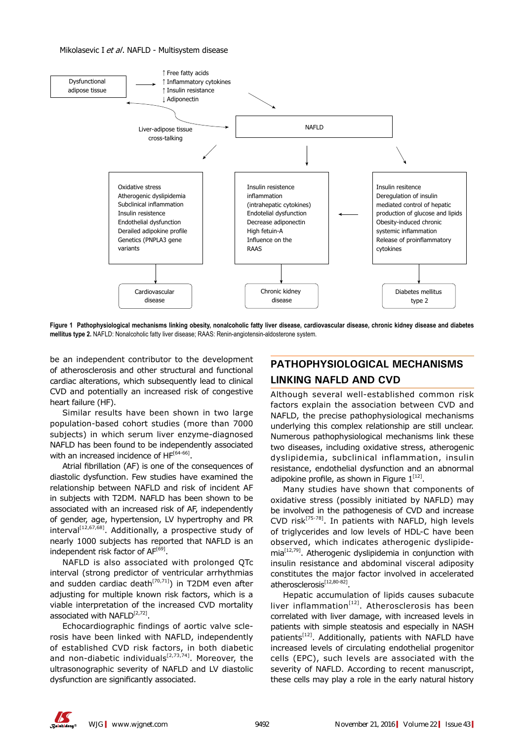Dysfunctional adipose tissue

↑ Free fatty acids
↑ Inflammatory cytokines
↑ Insulin resistance
↓ Adiponectin

Liver-adipose tissue cross-talking

NAFLD

Oxidative stress
Atherogenic dyslipidemia
Subclinical inflammation
Insulin resistence
Endothelial dysfunction
Derailed adipokine profile
Genetics (PNPLA3 gene variants

Insulin resistence
inflammation
(intrahepatic cytokines)
Endothelial dysfunction
Decrease adiponectin
High fetuin-A
Influence on the RAAS

Insulin resitence
Deregulation of insulin mediated control of hepatic production of glucose and lipids
Obesity-induced chronic systemic inflammation
Release of proinflammatory cytokines

Cardiovascular disease

Chronic kidney disease

Diabetes mellitus type 2

**Figure 1 Pathophysiological mechanisms linking obesity, nonalcoholic fatty liver disease, cardiovascular disease, chronic kidney disease and diabetes mellitus type 2.** NAFLD: Nonalcoholic fatty liver disease; RAAS: Renin-angiotensin-aldosterone system.

be an independent contributor to the development of atherosclerosis and other structural and functional cardiac alterations, which subsequently lead to clinical CVD and potentially an increased risk of congestive heart failure (HF).

Similar results have been shown in two large population-based cohort studies (more than 7000 subjects) in which serum liver enzyme-diagnosed NAFLD has been found to be independently associated with an increased incidence of HF[64-66].

Atrial fibrillation (AF) is one of the consequences of diastolic dysfunction. Few studies have examined the relationship between NAFLD and risk of incident AF in subjects with T2DM. NAFLD has been shown to be associated with an increased risk of AF, independently of gender, age, hypertension, LV hypertrophy and PR interval[12,67,68]. Additionally, a prospective study of nearly 1000 subjects has reported that NAFLD is an independent risk factor of AF[69].

NAFLD is also associated with prolonged QTc interval (strong predictor of ventricular arrhythmias and sudden cardiac death[70,71]) in T2DM even after adjusting for multiple known risk factors, which is a viable interpretation of the increased CVD mortality associated with NAFLD[2,72].

Echocardiographic findings of aortic valve sclerosis have been linked with NAFLD, independently of established CVD risk factors, in both diabetic and non-diabetic individuals[2,73,74]. Moreover, the ultrasonographic severity of NAFLD and LV diastolic dysfunction are significantly associated.

## PATHOPHYSIOLOGICAL MECHANISMS LINKING NAFLD AND CVD

Although several well-established common risk factors explain the association between CVD and NAFLD, the precise pathophysiological mechanisms underlying this complex relationship are still unclear. Numerous pathophysiological mechanisms link these two diseases, including oxidative stress, atherogenic dyslipidemia, subclinical inflammation, insulin resistance, endothelial dysfunction and an abnormal adipokine profile, as shown in Figure 1[12].

Many studies have shown that components of oxidative stress (possibly initiated by NAFLD) may be involved in the pathogenesis of CVD and increase CVD risk[75-78]. In patients with NAFLD, high levels of triglycerides and low levels of HDL-C have been observed, which indicates atherogenic dyslipidemia[12,79]. Atherogenic dyslipidemia in conjunction with insulin resistance and abdominal visceral adiposity constitutes the major factor involved in accelerated atherosclerosis[12,80-82].

Hepatic accumulation of lipids causes subacute liver inflammation[12]. Atherosclerosis has been correlated with liver damage, with increased levels in patients with simple steatosis and especially in NASH patients[12]. Additionally, patients with NAFLD have increased levels of circulating endothelial progenitor cells (EPC), such levels are associated with the severity of NAFLD. According to recent manuscript, these cells may play a role in the early natural history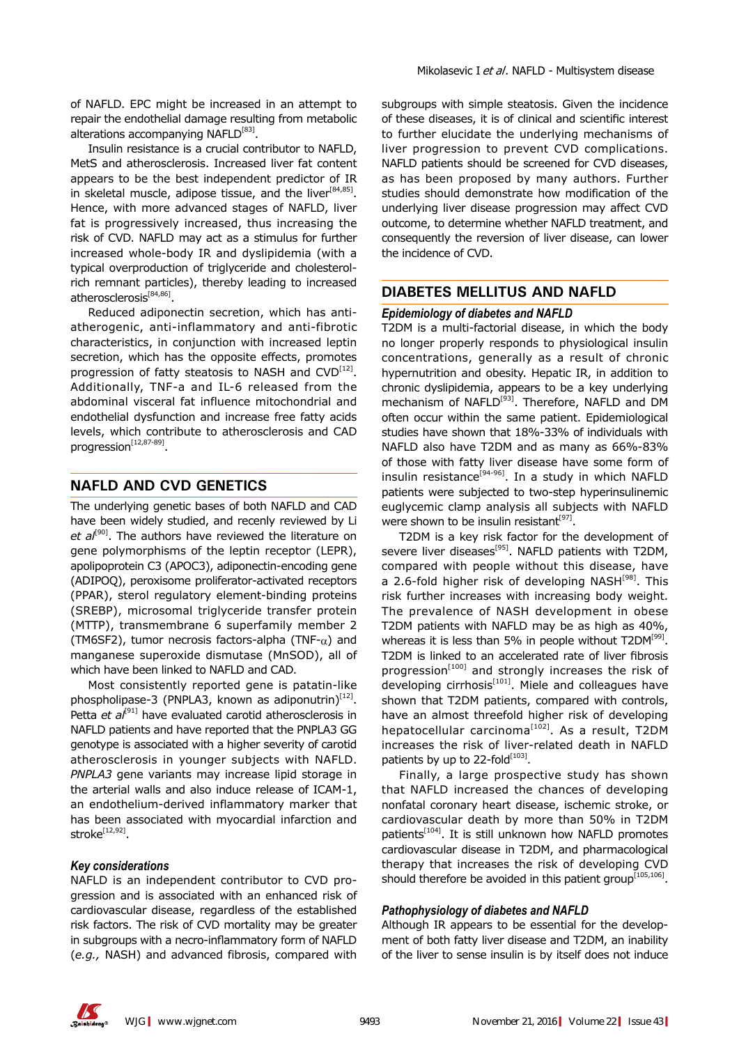of NAFLD. EPC might be increased in an attempt to repair the endothelial damage resulting from metabolic alterations accompanying NAFLD[83].

Insulin resistance is a crucial contributor to NAFLD, MetS and atherosclerosis. Increased liver fat content appears to be the best independent predictor of IR in skeletal muscle, adipose tissue, and the liver[84,85]. Hence, with more advanced stages of NAFLD, liver fat is progressively increased, thus increasing the risk of CVD. NAFLD may act as a stimulus for further increased whole-body IR and dyslipidemia (with a typical overproduction of triglyceride and cholesterol-rich remnant particles), thereby leading to increased atherosclerosis[84,86].

Reduced adiponectin secretion, which has anti-atherogenic, anti-inflammatory and anti-fibrotic characteristics, in conjunction with increased leptin secretion, which has the opposite effects, promotes progression of fatty steatosis to NASH and CVD[12]. Additionally, TNF-a and IL-6 released from the abdominal visceral fat influence mitochondrial and endothelial dysfunction and increase free fatty acids levels, which contribute to atherosclerosis and CAD progression[12,87-89].

## NAFLD AND CVD GENETICS

The underlying genetic bases of both NAFLD and CAD have been widely studied, and recenly reviewed by Li *et al*[90]. The authors have reviewed the literature on gene polymorphisms of the leptin receptor (LEPR), apolipoprotein C3 (APOC3), adiponectin-encoding gene (ADIPOQ), peroxisome proliferator-activated receptors (PPAR), sterol regulatory element-binding proteins (SREBP), microsomal triglyceride transfer protein (MTTP), transmembrane 6 superfamily member 2 (TM6SF2), tumor necrosis factors-alpha (TNF-$\alpha$) and manganese superoxide dismutase (MnSOD), all of which have been linked to NAFLD and CAD.

Most consistently reported gene is patatin-like phospholipase-3 (PNPLA3, known as adiponutrin)[12]. Petta *et al*[91] have evaluated carotid atherosclerosis in NAFLD patients and have reported that the PNPLA3 GG genotype is associated with a higher severity of carotid atherosclerosis in younger subjects with NAFLD. *PNPLA3* gene variants may increase lipid storage in the arterial walls and also induce release of ICAM-1, an endothelium-derived inflammatory marker that has been associated with myocardial infarction and stroke[12,92].

### Key considerations

NAFLD is an independent contributor to CVD progression and is associated with an enhanced risk of cardiovascular disease, regardless of the established risk factors. The risk of CVD mortality may be greater in subgroups with a necro-inflammatory form of NAFLD (*e.g.,* NASH) and advanced fibrosis, compared with subgroups with simple steatosis. Given the incidence of these diseases, it is of clinical and scientific interest to further elucidate the underlying mechanisms of liver progression to prevent CVD complications. NAFLD patients should be screened for CVD diseases, as has been proposed by many authors. Further studies should demonstrate how modification of the underlying liver disease progression may affect CVD outcome, to determine whether NAFLD treatment, and consequently the reversion of liver disease, can lower the incidence of CVD.

## DIABETES MELLITUS AND NAFLD

### Epidemiology of diabetes and NAFLD

T2DM is a multi-factorial disease, in which the body no longer properly responds to physiological insulin concentrations, generally as a result of chronic hypernutrition and obesity. Hepatic IR, in addition to chronic dyslipidemia, appears to be a key underlying mechanism of NAFLD[93]. Therefore, NAFLD and DM often occur within the same patient. Epidemiological studies have shown that 18%-33% of individuals with NAFLD also have T2DM and as many as 66%-83% of those with fatty liver disease have some form of insulin resistance[94-96]. In a study in which NAFLD patients were subjected to two-step hyperinsulinemic euglycemic clamp analysis all subjects with NAFLD were shown to be insulin resistant[97].

T2DM is a key risk factor for the development of severe liver diseases[95]. NAFLD patients with T2DM, compared with people without this disease, have a 2.6-fold higher risk of developing NASH[98]. This risk further increases with increasing body weight. The prevalence of NASH development in obese T2DM patients with NAFLD may be as high as 40%, whereas it is less than 5% in people without T2DM[99]. T2DM is linked to an accelerated rate of liver fibrosis progression[100] and strongly increases the risk of developing cirrhosis[101]. Miele and colleagues have shown that T2DM patients, compared with controls, have an almost threefold higher risk of developing hepatocellular carcinoma[102]. As a result, T2DM increases the risk of liver-related death in NAFLD patients by up to 22-fold[103].

Finally, a large prospective study has shown that NAFLD increased the chances of developing nonfatal coronary heart disease, ischemic stroke, or cardiovascular death by more than 50% in T2DM patients[104]. It is still unknown how NAFLD promotes cardiovascular disease in T2DM, and pharmacological therapy that increases the risk of developing CVD should therefore be avoided in this patient group[105,106].

### Pathophysiology of diabetes and NAFLD

Although IR appears to be essential for the development of both fatty liver disease and T2DM, an inability of the liver to sense insulin is by itself does not induce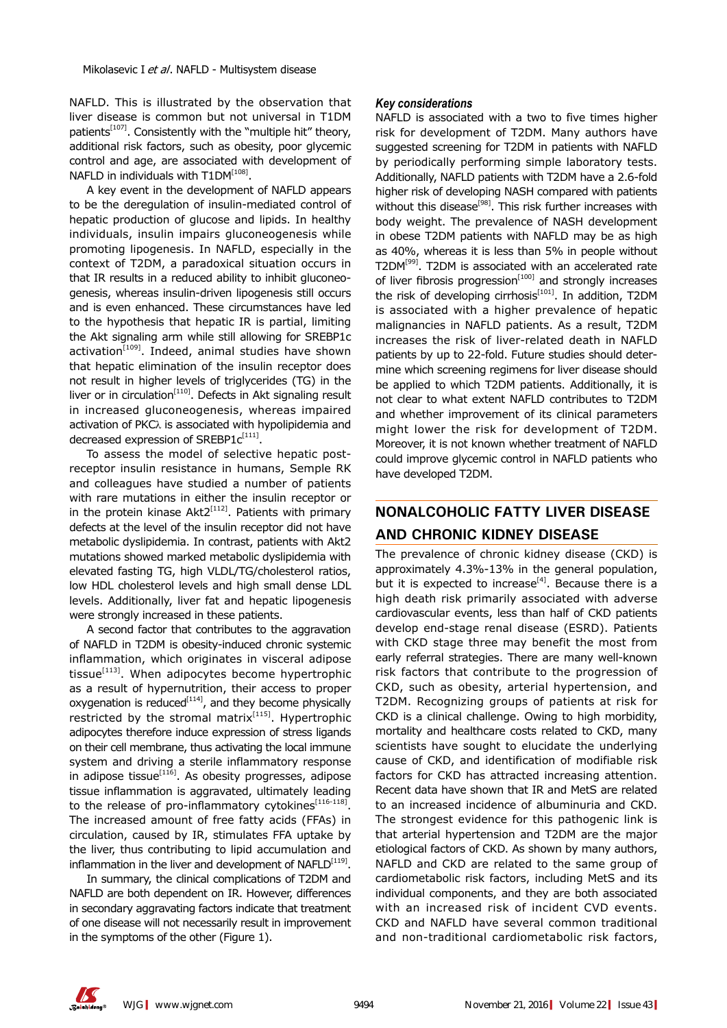NAFLD. This is illustrated by the observation that liver disease is common but not universal in T1DM patients[107]. Consistently with the "multiple hit" theory, additional risk factors, such as obesity, poor glycemic control and age, are associated with development of NAFLD in individuals with T1DM[108].

A key event in the development of NAFLD appears to be the deregulation of insulin-mediated control of hepatic production of glucose and lipids. In healthy individuals, insulin impairs gluconeogenesis while promoting lipogenesis. In NAFLD, especially in the context of T2DM, a paradoxical situation occurs in that IR results in a reduced ability to inhibit gluconeogenesis, whereas insulin-driven lipogenesis still occurs and is even enhanced. These circumstances have led to the hypothesis that hepatic IR is partial, limiting the Akt signaling arm while still allowing for SREBP1c activation[109]. Indeed, animal studies have shown that hepatic elimination of the insulin receptor does not result in higher levels of triglycerides (TG) in the liver or in circulation[110]. Defects in Akt signaling result in increased gluconeogenesis, whereas impaired activation of PKCλ is associated with hypolipidemia and decreased expression of SREBP1c[111].

To assess the model of selective hepatic post-receptor insulin resistance in humans, Semple RK and colleagues have studied a number of patients with rare mutations in either the insulin receptor or in the protein kinase Akt2[112]. Patients with primary defects at the level of the insulin receptor did not have metabolic dyslipidemia. In contrast, patients with Akt2 mutations showed marked metabolic dyslipidemia with elevated fasting TG, high VLDL/TG/cholesterol ratios, low HDL cholesterol levels and high small dense LDL levels. Additionally, liver fat and hepatic lipogenesis were strongly increased in these patients.

A second factor that contributes to the aggravation of NAFLD in T2DM is obesity-induced chronic systemic inflammation, which originates in visceral adipose tissue[113]. When adipocytes become hypertrophic as a result of hypernutrition, their access to proper oxygenation is reduced[114], and they become physically restricted by the stromal matrix[115]. Hypertrophic adipocytes therefore induce expression of stress ligands on their cell membrane, thus activating the local immune system and driving a sterile inflammatory response in adipose tissue[116]. As obesity progresses, adipose tissue inflammation is aggravated, ultimately leading to the release of pro-inflammatory cytokines[116-118]. The increased amount of free fatty acids (FFAs) in circulation, caused by IR, stimulates FFA uptake by the liver, thus contributing to lipid accumulation and inflammation in the liver and development of NAFLD[119].

In summary, the clinical complications of T2DM and NAFLD are both dependent on IR. However, differences in secondary aggravating factors indicate that treatment of one disease will not necessarily result in improvement in the symptoms of the other (Figure 1).

### *Key considerations*

NAFLD is associated with a two to five times higher risk for development of T2DM. Many authors have suggested screening for T2DM in patients with NAFLD by periodically performing simple laboratory tests. Additionally, NAFLD patients with T2DM have a 2.6-fold higher risk of developing NASH compared with patients without this disease[98]. This risk further increases with body weight. The prevalence of NASH development in obese T2DM patients with NAFLD may be as high as 40%, whereas it is less than 5% in people without T2DM[99]. T2DM is associated with an accelerated rate of liver fibrosis progression[100] and strongly increases the risk of developing cirrhosis[101]. In addition, T2DM is associated with a higher prevalence of hepatic malignancies in NAFLD patients. As a result, T2DM increases the risk of liver-related death in NAFLD patients by up to 22-fold. Future studies should determine which screening regimens for liver disease should be applied to which T2DM patients. Additionally, it is not clear to what extent NAFLD contributes to T2DM and whether improvement of its clinical parameters might lower the risk for development of T2DM. Moreover, it is not known whether treatment of NAFLD could improve glycemic control in NAFLD patients who have developed T2DM.

## NONALCOHOLIC FATTY LIVER DISEASE AND CHRONIC KIDNEY DISEASE

The prevalence of chronic kidney disease (CKD) is approximately 4.3%-13% in the general population, but it is expected to increase[4]. Because there is a high death risk primarily associated with adverse cardiovascular events, less than half of CKD patients develop end-stage renal disease (ESRD). Patients with CKD stage three may benefit the most from early referral strategies. There are many well-known risk factors that contribute to the progression of CKD, such as obesity, arterial hypertension, and T2DM. Recognizing groups of patients at risk for CKD is a clinical challenge. Owing to high morbidity, mortality and healthcare costs related to CKD, many scientists have sought to elucidate the underlying cause of CKD, and identification of modifiable risk factors for CKD has attracted increasing attention. Recent data have shown that IR and MetS are related to an increased incidence of albuminuria and CKD. The strongest evidence for this pathogenic link is that arterial hypertension and T2DM are the major etiological factors of CKD. As shown by many authors, NAFLD and CKD are related to the same group of cardiometabolic risk factors, including MetS and its individual components, and they are both associated with an increased risk of incident CVD events. CKD and NAFLD have several common traditional and non-traditional cardiometabolic risk factors,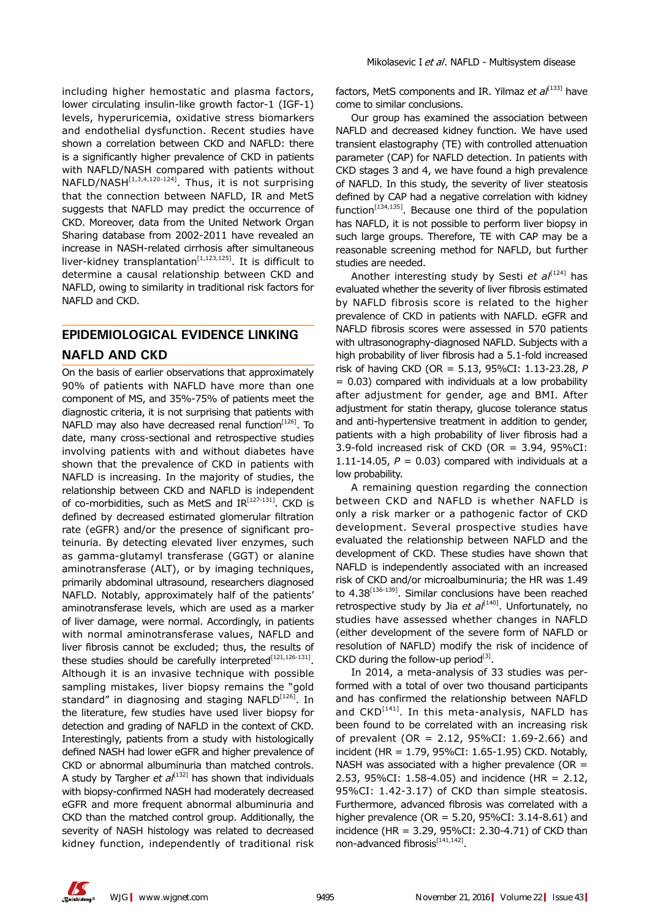including higher hemostatic and plasma factors, lower circulating insulin-like growth factor-1 (IGF-1) levels, hyperuricemia, oxidative stress biomarkers and endothelial dysfunction. Recent studies have shown a correlation between CKD and NAFLD: there is a significantly higher prevalence of CKD in patients with NAFLD/NASH compared with patients without NAFLD/NASH[1,3,4,120-124]. Thus, it is not surprising that the connection between NAFLD, IR and MetS suggests that NAFLD may predict the occurrence of CKD. Moreover, data from the United Network Organ Sharing database from 2002-2011 have revealed an increase in NASH-related cirrhosis after simultaneous liver-kidney transplantation[1,123,125]. It is difficult to determine a causal relationship between CKD and NAFLD, owing to similarity in traditional risk factors for NAFLD and CKD.

## EPIDEMIOLOGICAL EVIDENCE LINKING NAFLD AND CKD

On the basis of earlier observations that approximately 90% of patients with NAFLD have more than one component of MS, and 35%-75% of patients meet the diagnostic criteria, it is not surprising that patients with NAFLD may also have decreased renal function[126]. To date, many cross-sectional and retrospective studies involving patients with and without diabetes have shown that the prevalence of CKD in patients with NAFLD is increasing. In the majority of studies, the relationship between CKD and NAFLD is independent of co-morbidities, such as MetS and IR[127-131]. CKD is defined by decreased estimated glomerular filtration rate (eGFR) and/or the presence of significant proteinuria. By detecting elevated liver enzymes, such as gamma-glutamyl transferase (GGT) or alanine aminotransferase (ALT), or by imaging techniques, primarily abdominal ultrasound, researchers diagnosed NAFLD. Notably, approximately half of the patients' aminotransferase levels, which are used as a marker of liver damage, were normal. Accordingly, in patients with normal aminotransferase values, NAFLD and liver fibrosis cannot be excluded; thus, the results of these studies should be carefully interpreted[121,126-131]. Although it is an invasive technique with possible sampling mistakes, liver biopsy remains the "gold standard" in diagnosing and staging NAFLD[126]. In the literature, few studies have used liver biopsy for detection and grading of NAFLD in the context of CKD. Interestingly, patients from a study with histologically defined NASH had lower eGFR and higher prevalence of CKD or abnormal albuminuria than matched controls. A study by Targher *et al*[132] has shown that individuals with biopsy-confirmed NASH had moderately decreased eGFR and more frequent abnormal albuminuria and CKD than the matched control group. Additionally, the severity of NASH histology was related to decreased kidney function, independently of traditional risk factors, MetS components and IR. Yilmaz *et al*[133] have come to similar conclusions.

Our group has examined the association between NAFLD and decreased kidney function. We have used transient elastography (TE) with controlled attenuation parameter (CAP) for NAFLD detection. In patients with CKD stages 3 and 4, we have found a high prevalence of NAFLD. In this study, the severity of liver steatosis defined by CAP had a negative correlation with kidney function[134,135]. Because one third of the population has NAFLD, it is not possible to perform liver biopsy in such large groups. Therefore, TE with CAP may be a reasonable screening method for NAFLD, but further studies are needed.

Another interesting study by Sesti *et al*[124] has evaluated whether the severity of liver fibrosis estimated by NAFLD fibrosis score is related to the higher prevalence of CKD in patients with NAFLD. eGFR and NAFLD fibrosis scores were assessed in 570 patients with ultrasonography-diagnosed NAFLD. Subjects with a high probability of liver fibrosis had a 5.1-fold increased risk of having CKD (OR = 5.13, 95%CI: 1.13-23.28, $P = 0.03$) compared with individuals at a low probability after adjustment for gender, age and BMI. After adjustment for statin therapy, glucose tolerance status and anti-hypertensive treatment in addition to gender, patients with a high probability of liver fibrosis had a 3.9-fold increased risk of CKD (OR = 3.94, 95%CI: 1.11-14.05, $P = 0.03$) compared with individuals at a low probability.

A remaining question regarding the connection between CKD and NAFLD is whether NAFLD is only a risk marker or a pathogenic factor of CKD development. Several prospective studies have evaluated the relationship between NAFLD and the development of CKD. These studies have shown that NAFLD is independently associated with an increased risk of CKD and/or microalbuminuria; the HR was 1.49 to 4.38[136-139]. Similar conclusions have been reached retrospective study by Jia *et al*[140]. Unfortunately, no studies have assessed whether changes in NAFLD (either development of the severe form of NAFLD or resolution of NAFLD) modify the risk of incidence of CKD during the follow-up period[3].

In 2014, a meta-analysis of 33 studies was performed with a total of over two thousand participants and has confirmed the relationship between NAFLD and CKD[141]. In this meta-analysis, NAFLD has been found to be correlated with an increasing risk of prevalent (OR = 2.12, 95%CI: 1.69-2.66) and incident (HR = 1.79, 95%CI: 1.65-1.95) CKD. Notably, NASH was associated with a higher prevalence (OR = 2.53, 95%CI: 1.58-4.05) and incidence (HR = 2.12, 95%CI: 1.42-3.17) of CKD than simple steatosis. Furthermore, advanced fibrosis was correlated with a higher prevalence (OR = 5.20, 95%CI: 3.14-8.61) and incidence (HR = 3.29, 95%CI: 2.30-4.71) of CKD than non-advanced fibrosis[141,142].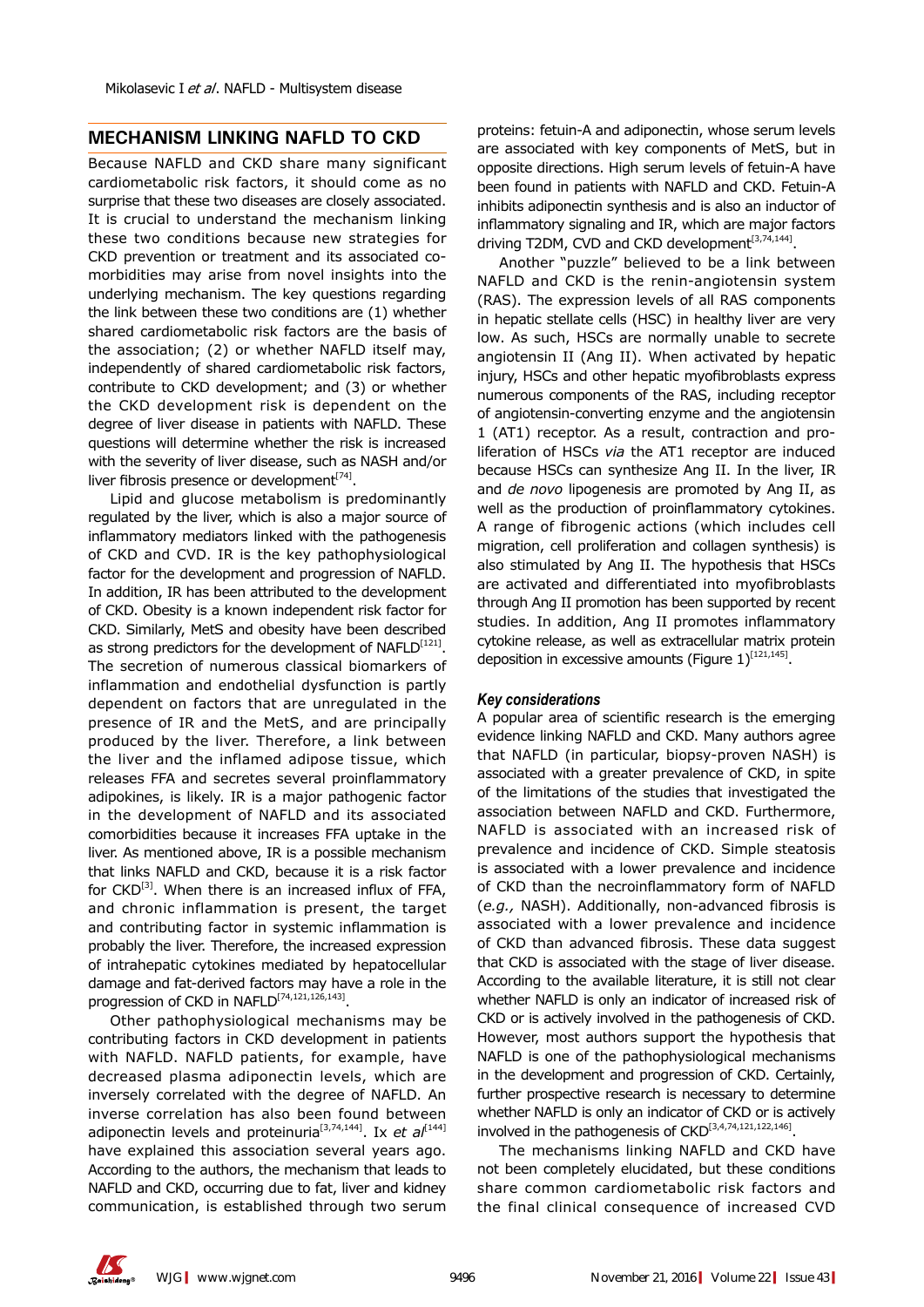## MECHANISM LINKING NAFLD TO CKD

Because NAFLD and CKD share many significant cardiometabolic risk factors, it should come as no surprise that these two diseases are closely associated. It is crucial to understand the mechanism linking these two conditions because new strategies for CKD prevention or treatment and its associated co-morbidities may arise from novel insights into the underlying mechanism. The key questions regarding the link between these two conditions are (1) whether shared cardiometabolic risk factors are the basis of the association; (2) or whether NAFLD itself may, independently of shared cardiometabolic risk factors, contribute to CKD development; and (3) or whether the CKD development risk is dependent on the degree of liver disease in patients with NAFLD. These questions will determine whether the risk is increased with the severity of liver disease, such as NASH and/or liver fibrosis presence or development[74].

Lipid and glucose metabolism is predominantly regulated by the liver, which is also a major source of inflammatory mediators linked with the pathogenesis of CKD and CVD. IR is the key pathophysiological factor for the development and progression of NAFLD. In addition, IR has been attributed to the development of CKD. Obesity is a known independent risk factor for CKD. Similarly, MetS and obesity have been described as strong predictors for the development of NAFLD[121]. The secretion of numerous classical biomarkers of inflammation and endothelial dysfunction is partly dependent on factors that are unregulated in the presence of IR and the MetS, and are principally produced by the liver. Therefore, a link between the liver and the inflamed adipose tissue, which releases FFA and secretes several proinflammatory adipokines, is likely. IR is a major pathogenic factor in the development of NAFLD and its associated comorbidities because it increases FFA uptake in the liver. As mentioned above, IR is a possible mechanism that links NAFLD and CKD, because it is a risk factor for CKD[3]. When there is an increased influx of FFA, and chronic inflammation is present, the target and contributing factor in systemic inflammation is probably the liver. Therefore, the increased expression of intrahepatic cytokines mediated by hepatocellular damage and fat-derived factors may have a role in the progression of CKD in NAFLD[74,121,126,143].

Other pathophysiological mechanisms may be contributing factors in CKD development in patients with NAFLD. NAFLD patients, for example, have decreased plasma adiponectin levels, which are inversely correlated with the degree of NAFLD. An inverse correlation has also been found between adiponectin levels and proteinuria[3,74,144]. Ix *et al*[144] have explained this association several years ago. According to the authors, the mechanism that leads to NAFLD and CKD, occurring due to fat, liver and kidney communication, is established through two serum proteins: fetuin-A and adiponectin, whose serum levels are associated with key components of MetS, but in opposite directions. High serum levels of fetuin-A have been found in patients with NAFLD and CKD. Fetuin-A inhibits adiponectin synthesis and is also an inductor of inflammatory signaling and IR, which are major factors driving T2DM, CVD and CKD development[3,74,144].

Another "puzzle" believed to be a link between NAFLD and CKD is the renin-angiotensin system (RAS). The expression levels of all RAS components in hepatic stellate cells (HSC) in healthy liver are very low. As such, HSCs are normally unable to secrete angiotensin II (Ang II). When activated by hepatic injury, HSCs and other hepatic myofibroblasts express numerous components of the RAS, including receptor of angiotensin-converting enzyme and the angiotensin 1 (AT1) receptor. As a result, contraction and proliferation of HSCs *via* the AT1 receptor are induced because HSCs can synthesize Ang II. In the liver, IR and *de novo* lipogenesis are promoted by Ang II, as well as the production of proinflammatory cytokines. A range of fibrogenic actions (which includes cell migration, cell proliferation and collagen synthesis) is also stimulated by Ang II. The hypothesis that HSCs are activated and differentiated into myofibroblasts through Ang II promotion has been supported by recent studies. In addition, Ang II promotes inflammatory cytokine release, as well as extracellular matrix protein deposition in excessive amounts (Figure 1)[121,145].

### *Key considerations*

A popular area of scientific research is the emerging evidence linking NAFLD and CKD. Many authors agree that NAFLD (in particular, biopsy-proven NASH) is associated with a greater prevalence of CKD, in spite of the limitations of the studies that investigated the association between NAFLD and CKD. Furthermore, NAFLD is associated with an increased risk of prevalence and incidence of CKD. Simple steatosis is associated with a lower prevalence and incidence of CKD than the necroinflammatory form of NAFLD (*e.g.,* NASH). Additionally, non-advanced fibrosis is associated with a lower prevalence and incidence of CKD than advanced fibrosis. These data suggest that CKD is associated with the stage of liver disease. According to the available literature, it is still not clear whether NAFLD is only an indicator of increased risk of CKD or is actively involved in the pathogenesis of CKD. However, most authors support the hypothesis that NAFLD is one of the pathophysiological mechanisms in the development and progression of CKD. Certainly, further prospective research is necessary to determine whether NAFLD is only an indicator of CKD or is actively involved in the pathogenesis of CKD[3,4,74,121,122,146].

The mechanisms linking NAFLD and CKD have not been completely elucidated, but these conditions share common cardiometabolic risk factors and the final clinical consequence of increased CVD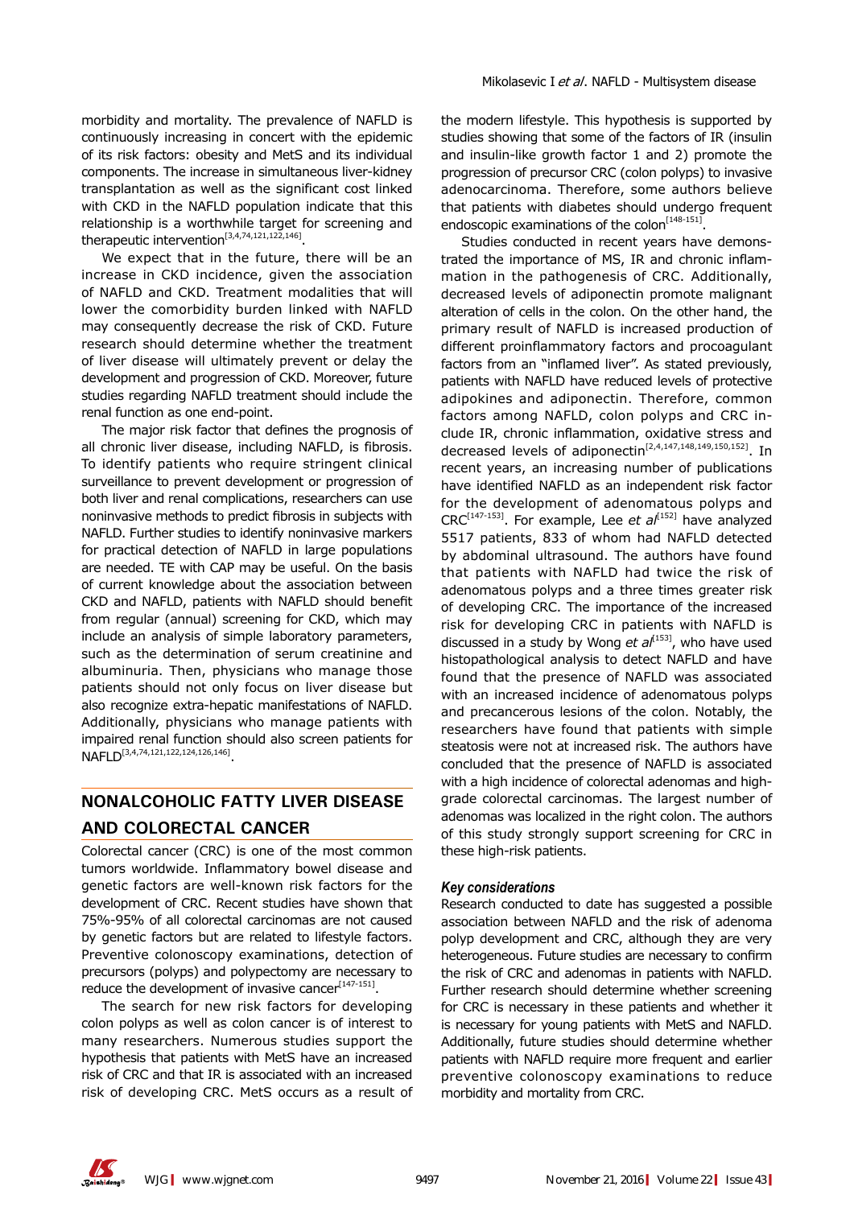morbidity and mortality. The prevalence of NAFLD is continuously increasing in concert with the epidemic of its risk factors: obesity and MetS and its individual components. The increase in simultaneous liver-kidney transplantation as well as the significant cost linked with CKD in the NAFLD population indicate that this relationship is a worthwhile target for screening and therapeutic intervention[3,4,74,121,122,146].

We expect that in the future, there will be an increase in CKD incidence, given the association of NAFLD and CKD. Treatment modalities that will lower the comorbidity burden linked with NAFLD may consequently decrease the risk of CKD. Future research should determine whether the treatment of liver disease will ultimately prevent or delay the development and progression of CKD. Moreover, future studies regarding NAFLD treatment should include the renal function as one end-point.

The major risk factor that defines the prognosis of all chronic liver disease, including NAFLD, is fibrosis. To identify patients who require stringent clinical surveillance to prevent development or progression of both liver and renal complications, researchers can use noninvasive methods to predict fibrosis in subjects with NAFLD. Further studies to identify noninvasive markers for practical detection of NAFLD in large populations are needed. TE with CAP may be useful. On the basis of current knowledge about the association between CKD and NAFLD, patients with NAFLD should benefit from regular (annual) screening for CKD, which may include an analysis of simple laboratory parameters, such as the determination of serum creatinine and albuminuria. Then, physicians who manage those patients should not only focus on liver disease but also recognize extra-hepatic manifestations of NAFLD. Additionally, physicians who manage patients with impaired renal function should also screen patients for NAFLD[3,4,74,121,122,124,126,146].

## NONALCOHOLIC FATTY LIVER DISEASE AND COLORECTAL CANCER

Colorectal cancer (CRC) is one of the most common tumors worldwide. Inflammatory bowel disease and genetic factors are well-known risk factors for the development of CRC. Recent studies have shown that 75%-95% of all colorectal carcinomas are not caused by genetic factors but are related to lifestyle factors. Preventive colonoscopy examinations, detection of precursors (polyps) and polypectomy are necessary to reduce the development of invasive cancer[147-151].

The search for new risk factors for developing colon polyps as well as colon cancer is of interest to many researchers. Numerous studies support the hypothesis that patients with MetS have an increased risk of CRC and that IR is associated with an increased risk of developing CRC. MetS occurs as a result of the modern lifestyle. This hypothesis is supported by studies showing that some of the factors of IR (insulin and insulin-like growth factor 1 and 2) promote the progression of precursor CRC (colon polyps) to invasive adenocarcinoma. Therefore, some authors believe that patients with diabetes should undergo frequent endoscopic examinations of the colon[148-151].

Studies conducted in recent years have demonstrated the importance of MS, IR and chronic inflammation in the pathogenesis of CRC. Additionally, decreased levels of adiponectin promote malignant alteration of cells in the colon. On the other hand, the primary result of NAFLD is increased production of different proinflammatory factors and procoagulant factors from an "inflamed liver". As stated previously, patients with NAFLD have reduced levels of protective adipokines and adiponectin. Therefore, common factors among NAFLD, colon polyps and CRC include IR, chronic inflammation, oxidative stress and decreased levels of adiponectin[2,4,147,148,149,150,152]. In recent years, an increasing number of publications have identified NAFLD as an independent risk factor for the development of adenomatous polyps and CRC[147-153]. For example, Lee *et al*[152] have analyzed 5517 patients, 833 of whom had NAFLD detected by abdominal ultrasound. The authors have found that patients with NAFLD had twice the risk of adenomatous polyps and a three times greater risk of developing CRC. The importance of the increased risk for developing CRC in patients with NAFLD is discussed in a study by Wong *et al*[153], who have used histopathological analysis to detect NAFLD and have found that the presence of NAFLD was associated with an increased incidence of adenomatous polyps and precancerous lesions of the colon. Notably, the researchers have found that patients with simple steatosis were not at increased risk. The authors have concluded that the presence of NAFLD is associated with a high incidence of colorectal adenomas and high-grade colorectal carcinomas. The largest number of adenomas was localized in the right colon. The authors of this study strongly support screening for CRC in these high-risk patients.

### *Key considerations*

Research conducted to date has suggested a possible association between NAFLD and the risk of adenoma polyp development and CRC, although they are very heterogeneous. Future studies are necessary to confirm the risk of CRC and adenomas in patients with NAFLD. Further research should determine whether screening for CRC is necessary in these patients and whether it is necessary for young patients with MetS and NAFLD. Additionally, future studies should determine whether patients with NAFLD require more frequent and earlier preventive colonoscopy examinations to reduce morbidity and mortality from CRC.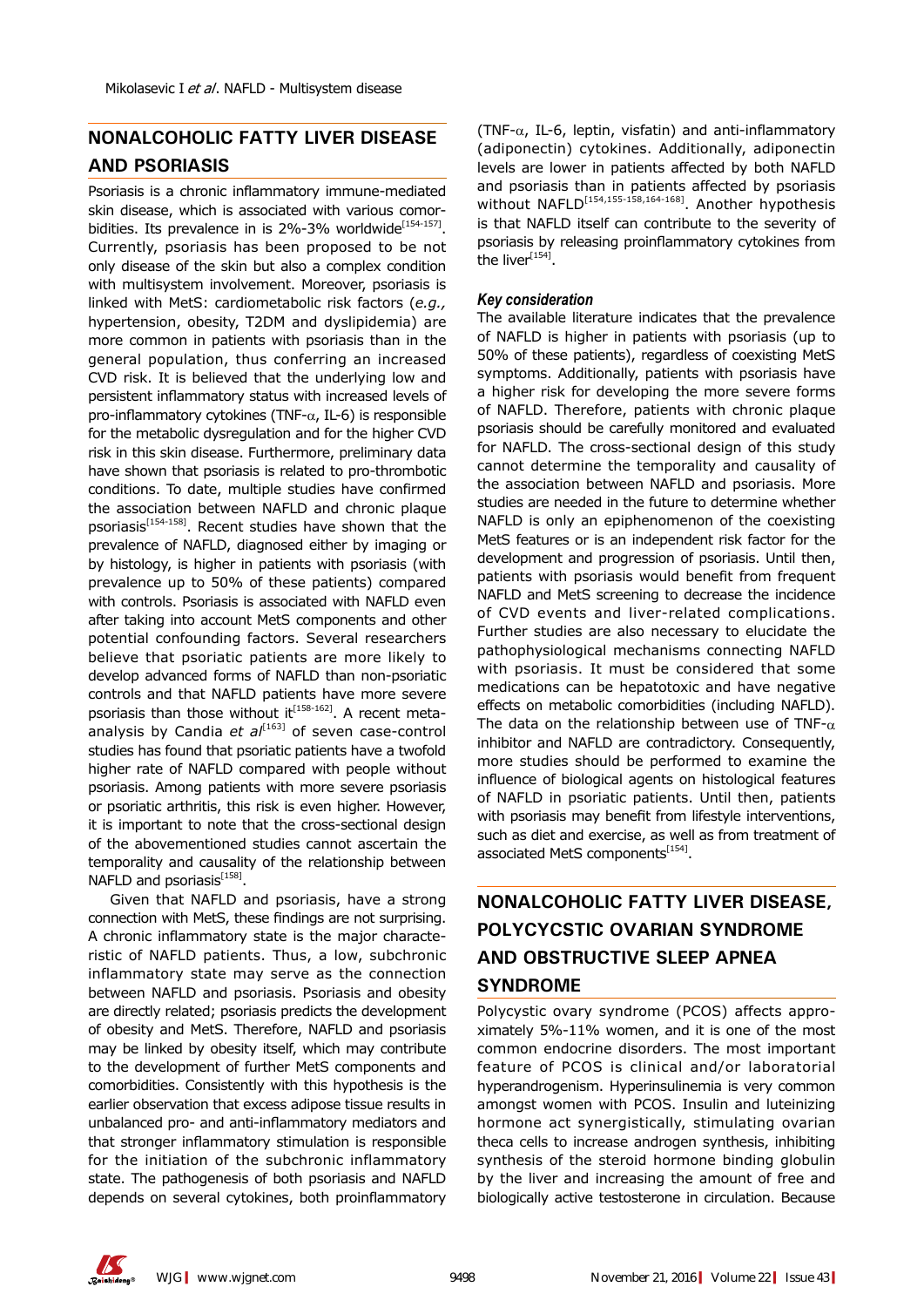## NONALCOHOLIC FATTY LIVER DISEASE AND PSORIASIS

Psoriasis is a chronic inflammatory immune-mediated skin disease, which is associated with various comorbidities. Its prevalence in is 2%-3% worldwide[154-157]. Currently, psoriasis has been proposed to be not only disease of the skin but also a complex condition with multisystem involvement. Moreover, psoriasis is linked with MetS: cardiometabolic risk factors (*e.g.,* hypertension, obesity, T2DM and dyslipidemia) are more common in patients with psoriasis than in the general population, thus conferring an increased CVD risk. It is believed that the underlying low and persistent inflammatory status with increased levels of pro-inflammatory cytokines (TNF-$\alpha$, IL-6) is responsible for the metabolic dysregulation and for the higher CVD risk in this skin disease. Furthermore, preliminary data have shown that psoriasis is related to pro-thrombotic conditions. To date, multiple studies have confirmed the association between NAFLD and chronic plaque psoriasis[154-158]. Recent studies have shown that the prevalence of NAFLD, diagnosed either by imaging or by histology, is higher in patients with psoriasis (with prevalence up to 50% of these patients) compared with controls. Psoriasis is associated with NAFLD even after taking into account MetS components and other potential confounding factors. Several researchers believe that psoriatic patients are more likely to develop advanced forms of NAFLD than non-psoriatic controls and that NAFLD patients have more severe psoriasis than those without it[158-162]. A recent meta-analysis by Candia *et al*[163] of seven case-control studies has found that psoriatic patients have a twofold higher rate of NAFLD compared with people without psoriasis. Among patients with more severe psoriasis or psoriatic arthritis, this risk is even higher. However, it is important to note that the cross-sectional design of the abovementioned studies cannot ascertain the temporality and causality of the relationship between NAFLD and psoriasis[158].

Given that NAFLD and psoriasis, have a strong connection with MetS, these findings are not surprising. A chronic inflammatory state is the major characteristic of NAFLD patients. Thus, a low, subchronic inflammatory state may serve as the connection between NAFLD and psoriasis. Psoriasis and obesity are directly related; psoriasis predicts the development of obesity and MetS. Therefore, NAFLD and psoriasis may be linked by obesity itself, which may contribute to the development of further MetS components and comorbidities. Consistently with this hypothesis is the earlier observation that excess adipose tissue results in unbalanced pro- and anti-inflammatory mediators and that stronger inflammatory stimulation is responsible for the initiation of the subchronic inflammatory state. The pathogenesis of both psoriasis and NAFLD depends on several cytokines, both proinflammatory (TNF-$\alpha$, IL-6, leptin, visfatin) and anti-inflammatory (adiponectin) cytokines. Additionally, adiponectin levels are lower in patients affected by both NAFLD and psoriasis than in patients affected by psoriasis without NAFLD[154,155-158,164-168]. Another hypothesis is that NAFLD itself can contribute to the severity of psoriasis by releasing proinflammatory cytokines from the liver[154].

### *Key consideration*

The available literature indicates that the prevalence of NAFLD is higher in patients with psoriasis (up to 50% of these patients), regardless of coexisting MetS symptoms. Additionally, patients with psoriasis have a higher risk for developing the more severe forms of NAFLD. Therefore, patients with chronic plaque psoriasis should be carefully monitored and evaluated for NAFLD. The cross-sectional design of this study cannot determine the temporality and causality of the association between NAFLD and psoriasis. More studies are needed in the future to determine whether NAFLD is only an epiphenomenon of the coexisting MetS features or is an independent risk factor for the development and progression of psoriasis. Until then, patients with psoriasis would benefit from frequent NAFLD and MetS screening to decrease the incidence of CVD events and liver-related complications. Further studies are also necessary to elucidate the pathophysiological mechanisms connecting NAFLD with psoriasis. It must be considered that some medications can be hepatotoxic and have negative effects on metabolic comorbidities (including NAFLD). The data on the relationship between use of TNF-$\alpha$ inhibitor and NAFLD are contradictory. Consequently, more studies should be performed to examine the influence of biological agents on histological features of NAFLD in psoriatic patients. Until then, patients with psoriasis may benefit from lifestyle interventions, such as diet and exercise, as well as from treatment of associated MetS components[154].

## NONALCOHOLIC FATTY LIVER DISEASE, POLYCYCSTIC OVARIAN SYNDROME AND OBSTRUCTIVE SLEEP APNEA SYNDROME

Polycystic ovary syndrome (PCOS) affects approximately 5%-11% women, and it is one of the most common endocrine disorders. The most important feature of PCOS is clinical and/or laboratorial hyperandrogenism. Hyperinsulinemia is very common amongst women with PCOS. Insulin and luteinizing hormone act synergistically, stimulating ovarian theca cells to increase androgen synthesis, inhibiting synthesis of the steroid hormone binding globulin by the liver and increasing the amount of free and biologically active testosterone in circulation. Because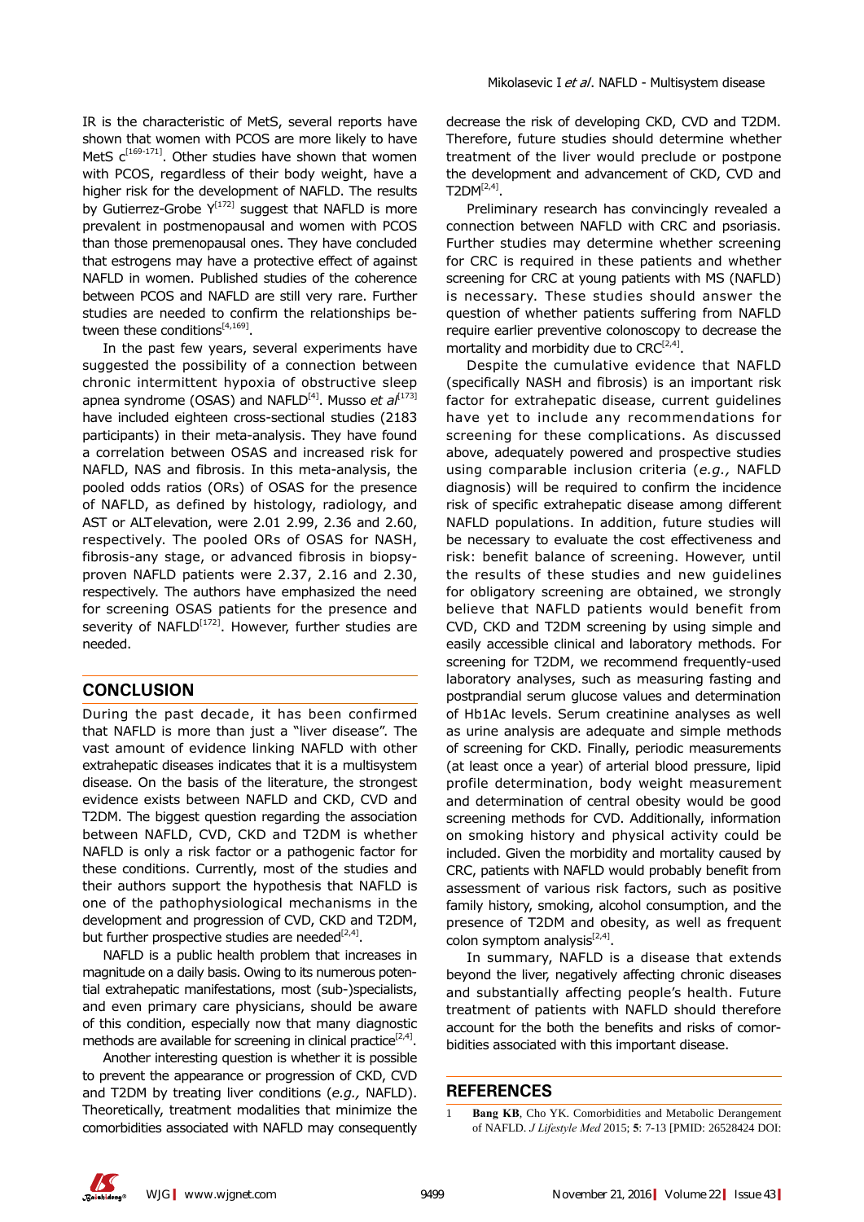IR is the characteristic of MetS, several reports have shown that women with PCOS are more likely to have MetS c[169-171]. Other studies have shown that women with PCOS, regardless of their body weight, have a higher risk for the development of NAFLD. The results by Gutierrez-Grobe Y[172] suggest that NAFLD is more prevalent in postmenopausal and women with PCOS than those premenopausal ones. They have concluded that estrogens may have a protective effect of against NAFLD in women. Published studies of the coherence between PCOS and NAFLD are still very rare. Further studies are needed to confirm the relationships between these conditions[4,169].

In the past few years, several experiments have suggested the possibility of a connection between chronic intermittent hypoxia of obstructive sleep apnea syndrome (OSAS) and NAFLD[4]. Musso *et al*[173] have included eighteen cross-sectional studies (2183 participants) in their meta-analysis. They have found a correlation between OSAS and increased risk for NAFLD, NAS and fibrosis. In this meta-analysis, the pooled odds ratios (ORs) of OSAS for the presence of NAFLD, as defined by histology, radiology, and AST or ALTelevation, were 2.01 2.99, 2.36 and 2.60, respectively. The pooled ORs of OSAS for NASH, fibrosis-any stage, or advanced fibrosis in biopsy-proven NAFLD patients were 2.37, 2.16 and 2.30, respectively. The authors have emphasized the need for screening OSAS patients for the presence and severity of NAFLD[172]. However, further studies are needed.

## CONCLUSION

During the past decade, it has been confirmed that NAFLD is more than just a "liver disease". The vast amount of evidence linking NAFLD with other extrahepatic diseases indicates that it is a multisystem disease. On the basis of the literature, the strongest evidence exists between NAFLD and CKD, CVD and T2DM. The biggest question regarding the association between NAFLD, CVD, CKD and T2DM is whether NAFLD is only a risk factor or a pathogenic factor for these conditions. Currently, most of the studies and their authors support the hypothesis that NAFLD is one of the pathophysiological mechanisms in the development and progression of CVD, CKD and T2DM, but further prospective studies are needed[2,4].

NAFLD is a public health problem that increases in magnitude on a daily basis. Owing to its numerous potential extrahepatic manifestations, most (sub-)specialists, and even primary care physicians, should be aware of this condition, especially now that many diagnostic methods are available for screening in clinical practice[2,4].

Another interesting question is whether it is possible to prevent the appearance or progression of CKD, CVD and T2DM by treating liver conditions (*e.g.,* NAFLD). Theoretically, treatment modalities that minimize the comorbidities associated with NAFLD may consequently decrease the risk of developing CKD, CVD and T2DM. Therefore, future studies should determine whether treatment of the liver would preclude or postpone the development and advancement of CKD, CVD and T2DM[2,4].

Preliminary research has convincingly revealed a connection between NAFLD with CRC and psoriasis. Further studies may determine whether screening for CRC is required in these patients and whether screening for CRC at young patients with MS (NAFLD) is necessary. These studies should answer the question of whether patients suffering from NAFLD require earlier preventive colonoscopy to decrease the mortality and morbidity due to CRC[2,4].

Despite the cumulative evidence that NAFLD (specifically NASH and fibrosis) is an important risk factor for extrahepatic disease, current guidelines have yet to include any recommendations for screening for these complications. As discussed above, adequately powered and prospective studies using comparable inclusion criteria (*e.g.,* NAFLD diagnosis) will be required to confirm the incidence risk of specific extrahepatic disease among different NAFLD populations. In addition, future studies will be necessary to evaluate the cost effectiveness and risk: benefit balance of screening. However, until the results of these studies and new guidelines for obligatory screening are obtained, we strongly believe that NAFLD patients would benefit from CVD, CKD and T2DM screening by using simple and easily accessible clinical and laboratory methods. For screening for T2DM, we recommend frequently-used laboratory analyses, such as measuring fasting and postprandial serum glucose values and determination of Hb1Ac levels. Serum creatinine analyses as well as urine analysis are adequate and simple methods of screening for CKD. Finally, periodic measurements (at least once a year) of arterial blood pressure, lipid profile determination, body weight measurement and determination of central obesity would be good screening methods for CVD. Additionally, information on smoking history and physical activity could be included. Given the morbidity and mortality caused by CRC, patients with NAFLD would probably benefit from assessment of various risk factors, such as positive family history, smoking, alcohol consumption, and the presence of T2DM and obesity, as well as frequent colon symptom analysis[2,4].

In summary, NAFLD is a disease that extends beyond the liver, negatively affecting chronic diseases and substantially affecting people's health. Future treatment of patients with NAFLD should therefore account for the both the benefits and risks of comorbidities associated with this important disease.

## REFERENCES

1 **Bang KB**, Cho YK. Comorbidities and Metabolic Derangement of NAFLD. *J Lifestyle Med* 2015; **5**: 7-13 [PMID: 26528424 DOI: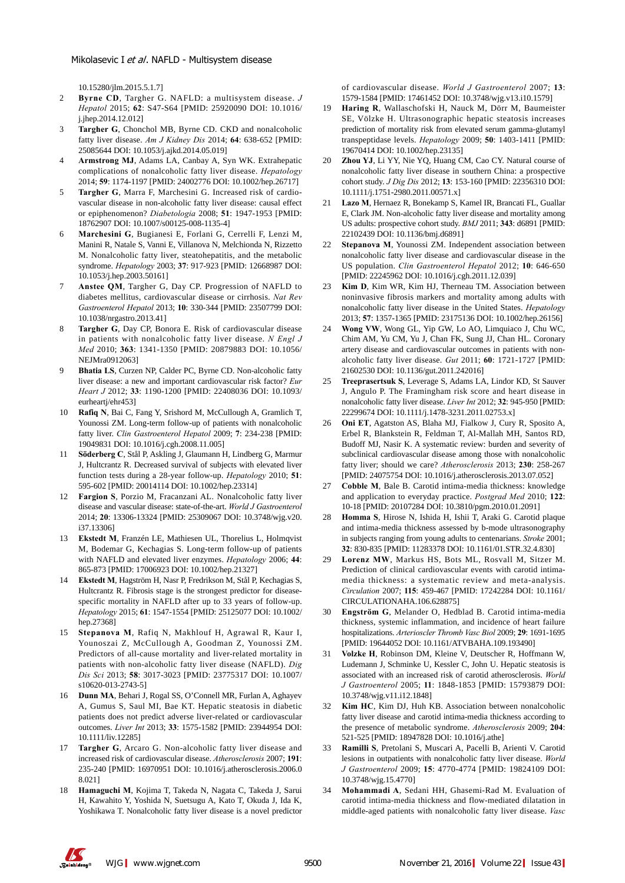10.15280/jlm.2015.5.1.7]

2 **Byrne CD**, Targher G. NAFLD: a multisystem disease. *J Hepatol* 2015; **62**: S47-S64 [PMID: 25920090 DOI: 10.1016/j.jhep.2014.12.012]

3 **Targher G**, Chonchol MB, Byrne CD. CKD and nonalcoholic fatty liver disease. *Am J Kidney Dis* 2014; **64**: 638-652 [PMID: 25085644 DOI: 10.1053/j.ajkd.2014.05.019]

4 **Armstrong MJ**, Adams LA, Canbay A, Syn WK. Extrahepatic complications of nonalcoholic fatty liver disease. *Hepatology* 2014; **59**: 1174-1197 [PMID: 24002776 DOI: 10.1002/hep.26717]

5 **Targher G**, Marra F, Marchesini G. Increased risk of cardiovascular disease in non-alcoholic fatty liver disease: causal effect or epiphenomenon? *Diabetologia* 2008; **51**: 1947-1953 [PMID: 18762907 DOI: 10.1007/s00125-008-1135-4]

6 **Marchesini G**, Bugianesi E, Forlani G, Cerrelli F, Lenzi M, Manini R, Natale S, Vanni E, Villanova N, Melchionda N, Rizzetto M. Nonalcoholic fatty liver, steatohepatitis, and the metabolic syndrome. *Hepatology* 2003; **37**: 917-923 [PMID: 12668987 DOI: 10.1053/jhep.2003.50161]

7 **Anstee QM**, Targher G, Day CP. Progression of NAFLD to diabetes mellitus, cardiovascular disease or cirrhosis. *Nat Rev Gastroenterol Hepatol* 2013; **10**: 330-344 [PMID: 23507799 DOI: 10.1038/nrgastro.2013.41]

8 **Targher G**, Day CP, Bonora E. Risk of cardiovascular disease in patients with nonalcoholic fatty liver disease. *N Engl J Med* 2010; **363**: 1341-1350 [PMID: 20879883 DOI: 10.1056/NEJMra0912063]

9 **Bhatia LS**, Curzen NP, Calder PC, Byrne CD. Non-alcoholic fatty liver disease: a new and important cardiovascular risk factor? *Eur Heart J* 2012; **33**: 1190-1200 [PMID: 22408036 DOI: 10.1093/eurheartj/ehr453]

10 **Rafiq N**, Bai C, Fang Y, Srishord M, McCullough A, Gramlich T, Younossi ZM. Long-term follow-up of patients with nonalcoholic fatty liver. *Clin Gastroenterol Hepatol* 2009; **7**: 234-238 [PMID: 19049831 DOI: 10.1016/j.cgh.2008.11.005]

11 **Söderberg C**, Stål P, Askling J, Glaumann H, Lindberg G, Marmur J, Hultcrantz R. Decreased survival of subjects with elevated liver function tests during a 28-year follow-up. *Hepatology* 2010; **51**: 595-602 [PMID: 20014114 DOI: 10.1002/hep.23314]

12 **Fargion S**, Porzio M, Fracanzani AL. Nonalcoholic fatty liver disease and vascular disease: state-of-the-art. *World J Gastroenterol* 2014; **20**: 13306-13324 [PMID: 25309067 DOI: 10.3748/wjg.v20.i37.13306]

13 **Ekstedt M**, Franzén LE, Mathiesen UL, Thorelius L, Holmqvist M, Bodemar G, Kechagias S. Long-term follow-up of patients with NAFLD and elevated liver enzymes. *Hepatology* 2006; **44**: 865-873 [PMID: 17006923 DOI: 10.1002/hep.21327]

14 **Ekstedt M**, Hagström H, Nasr P, Fredrikson M, Stål P, Kechagias S, Hultcrantz R. Fibrosis stage is the strongest predictor for disease-specific mortality in NAFLD after up to 33 years of follow-up. *Hepatology* 2015; **61**: 1547-1554 [PMID: 25125077 DOI: 10.1002/hep.27368]

15 **Stepanova M**, Rafiq N, Makhlouf H, Agrawal R, Kaur I, Younoszai Z, McCullough A, Goodman Z, Younossi ZM. Predictors of all-cause mortality and liver-related mortality in patients with non-alcoholic fatty liver disease (NAFLD). *Dig Dis Sci* 2013; **58**: 3017-3023 [PMID: 23775317 DOI: 10.1007/s10620-013-2743-5]

16 **Dunn MA**, Behari J, Rogal SS, O'Connell MR, Furlan A, Aghayev A, Gumus S, Saul MI, Bae KT. Hepatic steatosis in diabetic patients does not predict adverse liver-related or cardiovascular outcomes. *Liver Int* 2013; **33**: 1575-1582 [PMID: 23944954 DOI: 10.1111/liv.12285]

17 **Targher G**, Arcaro G. Non-alcoholic fatty liver disease and increased risk of cardiovascular disease. *Atherosclerosis* 2007; **191**: 235-240 [PMID: 16970951 DOI: 10.1016/j.atherosclerosis.2006.08.021]

18 **Hamaguchi M**, Kojima T, Takeda N, Nagata C, Takeda J, Sarui H, Kawahito Y, Yoshida N, Suetsugu A, Kato T, Okuda J, Ida K, Yoshikawa T. Nonalcoholic fatty liver disease is a novel predictor of cardiovascular disease. *World J Gastroenterol* 2007; **13**: 1579-1584 [PMID: 17461452 DOI: 10.3748/wjg.v13.i10.1579]

19 **Haring R**, Wallaschofski H, Nauck M, Dörr M, Baumeister SE, Völzke H. Ultrasonographic hepatic steatosis increases prediction of mortality risk from elevated serum gamma-glutamyl transpeptidase levels. *Hepatology* 2009; **50**: 1403-1411 [PMID: 19670414 DOI: 10.1002/hep.23135]

20 **Zhou YJ**, Li YY, Nie YQ, Huang CM, Cao CY. Natural course of nonalcoholic fatty liver disease in southern China: a prospective cohort study. *J Dig Dis* 2012; **13**: 153-160 [PMID: 22356310 DOI: 10.1111/j.1751-2980.2011.00571.x]

21 **Lazo M**, Hernaez R, Bonekamp S, Kamel IR, Brancati FL, Guallar E, Clark JM. Non-alcoholic fatty liver disease and mortality among US adults: prospective cohort study. *BMJ* 2011; **343**: d6891 [PMID: 22102439 DOI: 10.1136/bmj.d6891]

22 **Stepanova M**, Younossi ZM. Independent association between nonalcoholic fatty liver disease and cardiovascular disease in the US population. *Clin Gastroenterol Hepatol* 2012; **10**: 646-650 [PMID: 22245962 DOI: 10.1016/j.cgh.2011.12.039]

23 **Kim D**, Kim WR, Kim HJ, Therneau TM. Association between noninvasive fibrosis markers and mortality among adults with nonalcoholic fatty liver disease in the United States. *Hepatology* 2013; **57**: 1357-1365 [PMID: 23175136 DOI: 10.1002/hep.26156]

24 **Wong VW**, Wong GL, Yip GW, Lo AO, Limquiaco J, Chu WC, Chim AM, Yu CM, Yu J, Chan FK, Sung JJ, Chan HL. Coronary artery disease and cardiovascular outcomes in patients with non-alcoholic fatty liver disease. *Gut* 2011; **60**: 1721-1727 [PMID: 21602530 DOI: 10.1136/gut.2011.242016]

25 **Treeprasertsuk S**, Leverage S, Adams LA, Lindor KD, St Sauver J, Angulo P. The Framingham risk score and heart disease in nonalcoholic fatty liver disease. *Liver Int* 2012; **32**: 945-950 [PMID: 22299674 DOI: 10.1111/j.1478-3231.2011.02753.x]

26 **Oni ET**, Agatston AS, Blaha MJ, Fialkow J, Cury R, Sposito A, Erbel R, Blankstein R, Feldman T, Al-Mallah MH, Santos RD, Budoff MJ, Nasir K. A systematic review: burden and severity of subclinical cardiovascular disease among those with nonalcoholic fatty liver; should we care? *Atherosclerosis* 2013; **230**: 258-267 [PMID: 24075754 DOI: 10.1016/j.atherosclerosis.2013.07.052]

27 **Cobble M**, Bale B. Carotid intima-media thickness: knowledge and application to everyday practice. *Postgrad Med* 2010; **122**: 10-18 [PMID: 20107284 DOI: 10.3810/pgm.2010.01.2091]

28 **Homma S**, Hirose N, Ishida H, Ishii T, Araki G. Carotid plaque and intima-media thickness assessed by b-mode ultrasonography in subjects ranging from young adults to centenarians. *Stroke* 2001; **32**: 830-835 [PMID: 11283378 DOI: 10.1161/01.STR.32.4.830]

29 **Lorenz MW**, Markus HS, Bots ML, Rosvall M, Sitzer M. Prediction of clinical cardiovascular events with carotid intima-media thickness: a systematic review and meta-analysis. *Circulation* 2007; **115**: 459-467 [PMID: 17242284 DOI: 10.1161/CIRCULATIONAHA.106.628875]

30 **Engström G**, Melander O, Hedblad B. Carotid intima-media thickness, systemic inflammation, and incidence of heart failure hospitalizations. *Arterioscler Thromb Vasc Biol* 2009; **29**: 1691-1695 [PMID: 19644052 DOI: 10.1161/ATVBAHA.109.193490]

31 **Volzke H**, Robinson DM, Kleine V, Deutscher R, Hoffmann W, Ludemann J, Schminke U, Kessler C, John U. Hepatic steatosis is associated with an increased risk of carotid atherosclerosis. *World J Gastroenterol* 2005; **11**: 1848-1853 [PMID: 15793879 DOI: 10.3748/wjg.v11.i12.1848]

32 **Kim HC**, Kim DJ, Huh KB. Association between nonalcoholic fatty liver disease and carotid intima-media thickness according to the presence of metabolic syndrome. *Atherosclerosis* 2009; **204**: 521-525 [PMID: 18947828 DOI: 10.1016/j.athe]

33 **Ramilli S**, Pretolani S, Muscari A, Pacelli B, Arienti V. Carotid lesions in outpatients with nonalcoholic fatty liver disease. *World J Gastroenterol* 2009; **15**: 4770-4774 [PMID: 19824109 DOI: 10.3748/wjg.15.4770]

34 **Mohammadi A**, Sedani HH, Ghasemi-Rad M. Evaluation of carotid intima-media thickness and flow-mediated dilatation in middle-aged patients with nonalcoholic fatty liver disease. *Vasc*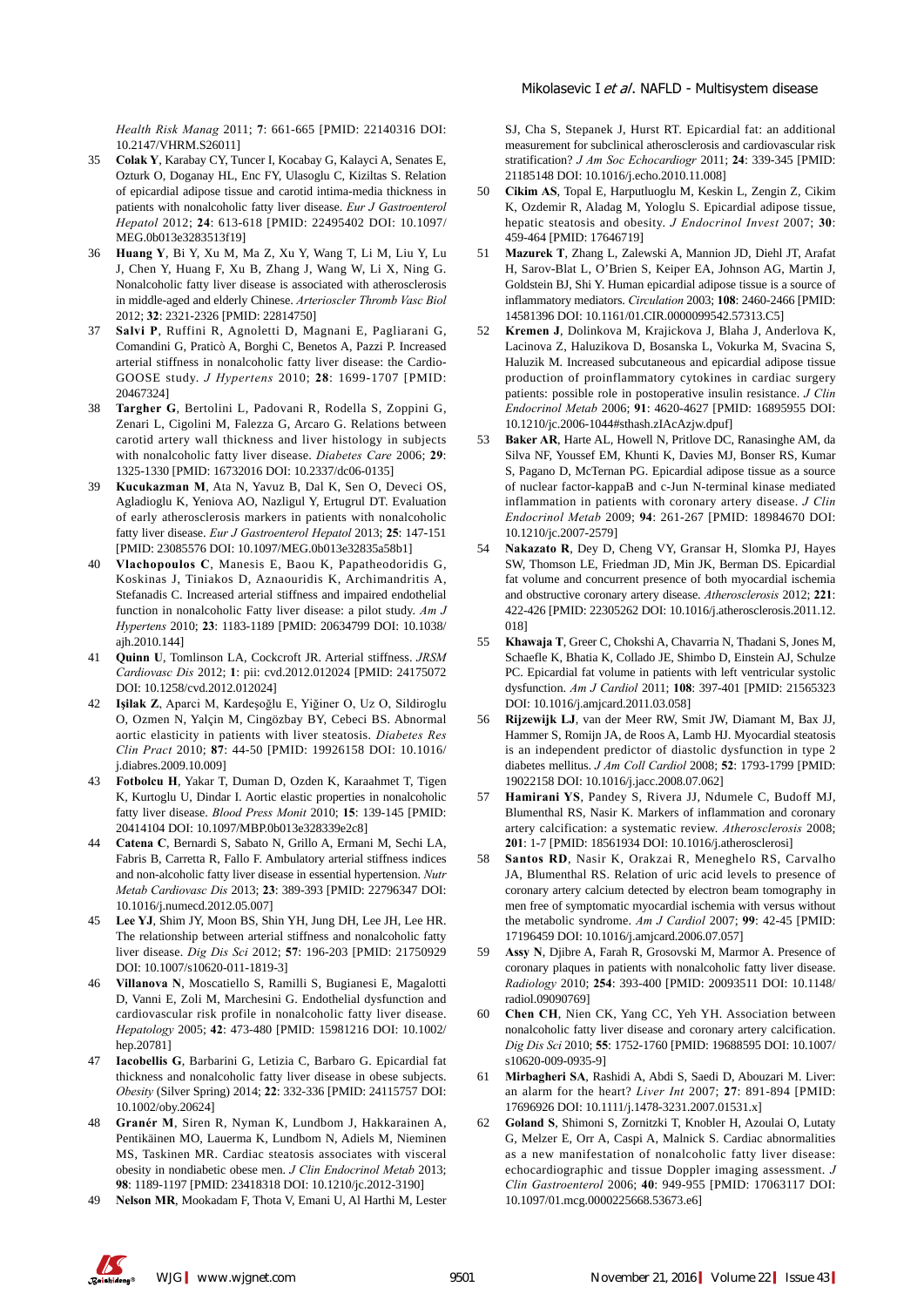Health Risk Manag* 2011; **7**: 661-665 [PMID: 22140316 DOI: 10.2147/VHRM.S26011]

35 **Colak Y**, Karabay CY, Tuncer I, Kocabay G, Kalayci A, Senates E, Ozturk O, Doganay HL, Enc FY, Ulasoglu C, Kiziltas S. Relation of epicardial adipose tissue and carotid intima-media thickness in patients with nonalcoholic fatty liver disease. *Eur J Gastroenterol Hepatol* 2012; **24**: 613-618 [PMID: 22495402 DOI: 10.1097/MEG.0b013e3283513f19]

36 **Huang Y**, Bi Y, Xu M, Ma Z, Xu Y, Wang T, Li M, Liu Y, Lu J, Chen Y, Huang F, Xu B, Zhang J, Wang W, Li X, Ning G. Nonalcoholic fatty liver disease is associated with atherosclerosis in middle-aged and elderly Chinese. *Arterioscler Thromb Vasc Biol* 2012; **32**: 2321-2326 [PMID: 22814750]

37 **Salvi P**, Ruffini R, Agnoletti D, Magnani E, Pagliarani G, Comandini G, Praticò A, Borghi C, Benetos A, Pazzi P. Increased arterial stiffness in nonalcoholic fatty liver disease: the Cardio-GOOSE study. *J Hypertens* 2010; **28**: 1699-1707 [PMID: 20467324]

38 **Targher G**, Bertolini L, Padovani R, Rodella S, Zoppini G, Zenari L, Cigolini M, Falezza G, Arcaro G. Relations between carotid artery wall thickness and liver histology in subjects with nonalcoholic fatty liver disease. *Diabetes Care* 2006; **29**: 1325-1330 [PMID: 16732016 DOI: 10.2337/dc06-0135]

39 **Kucukazman M**, Ata N, Yavuz B, Dal K, Sen O, Deveci OS, Agladioglu K, Yeniova AO, Nazligul Y, Ertugrul DT. Evaluation of early atherosclerosis markers in patients with nonalcoholic fatty liver disease. *Eur J Gastroenterol Hepatol* 2013; **25**: 147-151 [PMID: 23085576 DOI: 10.1097/MEG.0b013e32835a58b1]

40 **Vlachopoulos C**, Manesis E, Baou K, Papatheodoridis G, Koskinas J, Tiniakos D, Aznaouridis K, Archimandritis A, Stefanadis C. Increased arterial stiffness and impaired endothelial function in nonalcoholic Fatty liver disease: a pilot study. *Am J Hypertens* 2010; **23**: 1183-1189 [PMID: 20634799 DOI: 10.1038/ajh.2010.144]

41 **Quinn U**, Tomlinson LA, Cockcroft JR. Arterial stiffness. *JRSM Cardiovasc Dis* 2012; **1**: pii: cvd.2012.012024 [PMID: 24175072 DOI: 10.1258/cvd.2012.012024]

42 **Işilak Z**, Aparci M, Kardeşoğlu E, Yiğiner O, Uz O, Sildiroglu O, Ozmen N, Yalçin M, Cingözbay BY, Cebeci BS. Abnormal aortic elasticity in patients with liver steatosis. *Diabetes Res Clin Pract* 2010; **87**: 44-50 [PMID: 19926158 DOI: 10.1016/j.diabres.2009.10.009]

43 **Fotbolcu H**, Yakar T, Duman D, Ozden K, Karaahmet T, Tigen K, Kurtoglu U, Dindar I. Aortic elastic properties in nonalcoholic fatty liver disease. *Blood Press Monit* 2010; **15**: 139-145 [PMID: 20414104 DOI: 10.1097/MBP.0b013e328339e2c8]

44 **Catena C**, Bernardi S, Sabato N, Grillo A, Ermani M, Sechi LA, Fabris B, Carretta R, Fallo F. Ambulatory arterial stiffness indices and non-alcoholic fatty liver disease in essential hypertension. *Nutr Metab Cardiovasc Dis* 2013; **23**: 389-393 [PMID: 22796347 DOI: 10.1016/j.numecd.2012.05.007]

45 **Lee YJ**, Shim JY, Moon BS, Shin YH, Jung DH, Lee JH, Lee HR. The relationship between arterial stiffness and nonalcoholic fatty liver disease. *Dig Dis Sci* 2012; **57**: 196-203 [PMID: 21750929 DOI: 10.1007/s10620-011-1819-3]

46 **Villanova N**, Moscatiello S, Ramilli S, Bugianesi E, Magalotti D, Vanni E, Zoli M, Marchesini G. Endothelial dysfunction and cardiovascular risk profile in nonalcoholic fatty liver disease. *Hepatology* 2005; **42**: 473-480 [PMID: 15981216 DOI: 10.1002/hep.20781]

47 **Iacobellis G**, Barbarini G, Letizia C, Barbaro G. Epicardial fat thickness and nonalcoholic fatty liver disease in obese subjects. *Obesity* (Silver Spring) 2014; **22**: 332-336 [PMID: 24115757 DOI: 10.1002/oby.20624]

48 **Granér M**, Siren R, Nyman K, Lundbom J, Hakkarainen A, Pentikäinen MO, Lauerma K, Lundbom N, Adiels M, Nieminen MS, Taskinen MR. Cardiac steatosis associates with visceral obesity in nondiabetic obese men. *J Clin Endocrinol Metab* 2013; **98**: 1189-1197 [PMID: 23418318 DOI: 10.1210/jc.2012-3190]

49 **Nelson MR**, Mookadam F, Thota V, Emani U, Al Harthi M, Lester SJ, Cha S, Stepanek J, Hurst RT. Epicardial fat: an additional measurement for subclinical atherosclerosis and cardiovascular risk stratification? *J Am Soc Echocardiogr* 2011; **24**: 339-345 [PMID: 21185148 DOI: 10.1016/j.echo.2010.11.008]

50 **Cikim AS**, Topal E, Harputluoglu M, Keskin L, Zengin Z, Cikim K, Ozdemir R, Aladag M, Yologlu S. Epicardial adipose tissue, hepatic steatosis and obesity. *J Endocrinol Invest* 2007; **30**: 459-464 [PMID: 17646719]

51 **Mazurek T**, Zhang L, Zalewski A, Mannion JD, Diehl JT, Arafat H, Sarov-Blat L, O'Brien S, Keiper EA, Johnson AG, Martin J, Goldstein BJ, Shi Y. Human epicardial adipose tissue is a source of inflammatory mediators. *Circulation* 2003; **108**: 2460-2466 [PMID: 14581396 DOI: 10.1161/01.CIR.0000099542.57313.C5]

52 **Kremen J**, Dolinkova M, Krajickova J, Blaha J, Anderlova K, Lacinova Z, Haluzikova D, Bosanska L, Vokurka M, Svacina S, Haluzik M. Increased subcutaneous and epicardial adipose tissue production of proinflammatory cytokines in cardiac surgery patients: possible role in postoperative insulin resistance. *J Clin Endocrinol Metab* 2006; **91**: 4620-4627 [PMID: 16895955 DOI: 10.1210/jc.2006-1044#sthash.zIAcAzjw.dpuf]

53 **Baker AR**, Harte AL, Howell N, Pritlove DC, Ranasinghe AM, da Silva NF, Youssef EM, Khunti K, Davies MJ, Bonser RS, Kumar S, Pagano D, McTernan PG. Epicardial adipose tissue as a source of nuclear factor-kappaB and c-Jun N-terminal kinase mediated inflammation in patients with coronary artery disease. *J Clin Endocrinol Metab* 2009; **94**: 261-267 [PMID: 18984670 DOI: 10.1210/jc.2007-2579]

54 **Nakazato R**, Dey D, Cheng VY, Gransar H, Slomka PJ, Hayes SW, Thomson LE, Friedman JD, Min JK, Berman DS. Epicardial fat volume and concurrent presence of both myocardial ischemia and obstructive coronary artery disease. *Atherosclerosis* 2012; **221**: 422-426 [PMID: 22305262 DOI: 10.1016/j.atherosclerosis.2011.12.018]

55 **Khawaja T**, Greer C, Chokshi A, Chavarria N, Thadani S, Jones M, Schaefle K, Bhatia K, Collado JE, Shimbo D, Einstein AJ, Schulze PC. Epicardial fat volume in patients with left ventricular systolic dysfunction. *Am J Cardiol* 2011; **108**: 397-401 [PMID: 21565323 DOI: 10.1016/j.amjcard.2011.03.058]

56 **Rijzewijk LJ**, van der Meer RW, Smit JW, Diamant M, Bax JJ, Hammer S, Romijn JA, de Roos A, Lamb HJ. Myocardial steatosis is an independent predictor of diastolic dysfunction in type 2 diabetes mellitus. *J Am Coll Cardiol* 2008; **52**: 1793-1799 [PMID: 19022158 DOI: 10.1016/j.jacc.2008.07.062]

57 **Hamirani YS**, Pandey S, Rivera JJ, Ndumele C, Budoff MJ, Blumenthal RS, Nasir K. Markers of inflammation and coronary artery calcification: a systematic review. *Atherosclerosis* 2008; **201**: 1-7 [PMID: 18561934 DOI: 10.1016/j.atherosclerosi]

58 **Santos RD**, Nasir K, Orakzai R, Meneghelo RS, Carvalho JA, Blumenthal RS. Relation of uric acid levels to presence of coronary artery calcium detected by electron beam tomography in men free of symptomatic myocardial ischemia with versus without the metabolic syndrome. *Am J Cardiol* 2007; **99**: 42-45 [PMID: 17196459 DOI: 10.1016/j.amjcard.2006.07.057]

59 **Assy N**, Djibre A, Farah R, Grosovski M, Marmor A. Presence of coronary plaques in patients with nonalcoholic fatty liver disease. *Radiology* 2010; **254**: 393-400 [PMID: 20093511 DOI: 10.1148/radiol.09090769]

60 **Chen CH**, Nien CK, Yang CC, Yeh YH. Association between nonalcoholic fatty liver disease and coronary artery calcification. *Dig Dis Sci* 2010; **55**: 1752-1760 [PMID: 19688595 DOI: 10.1007/s10620-009-0935-9]

61 **Mirbagheri SA**, Rashidi A, Abdi S, Saedi D, Abouzari M. Liver: an alarm for the heart? *Liver Int* 2007; **27**: 891-894 [PMID: 17696926 DOI: 10.1111/j.1478-3231.2007.01531.x]

62 **Goland S**, Shimoni S, Zornitzki T, Knobler H, Azoulai O, Lutaty G, Melzer E, Orr A, Caspi A, Malnick S. Cardiac abnormalities as a new manifestation of nonalcoholic fatty liver disease: echocardiographic and tissue Doppler imaging assessment. *J Clin Gastroenterol* 2006; **40**: 949-955 [PMID: 17063117 DOI: 10.1097/01.mcg.0000225668.53673.e6]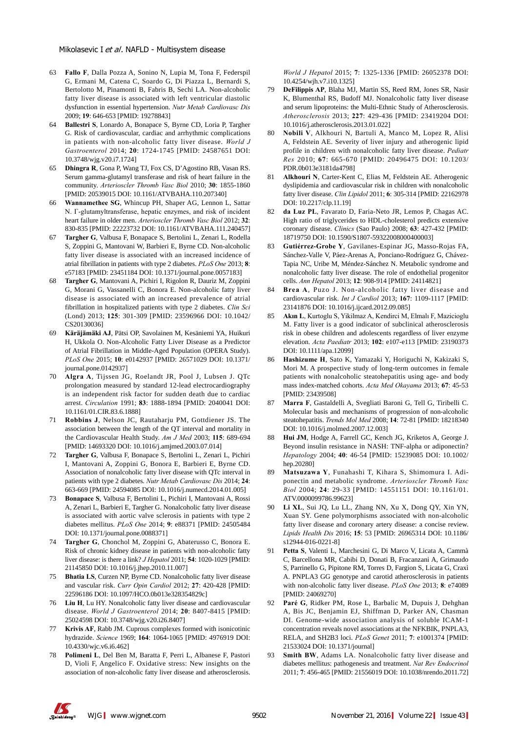63 **Fallo F**, Dalla Pozza A, Sonino N, Lupia M, Tona F, Federspil G, Ermani M, Catena C, Soardo G, Di Piazza L, Bernardi S, Bertolotto M, Pinamonti B, Fabris B, Sechi LA. Non-alcoholic fatty liver disease is associated with left ventricular diastolic dysfunction in essential hypertension. *Nutr Metab Cardiovasc Dis* 2009; **19**: 646-653 [PMID: 19278843]

64 **Ballestri S**, Lonardo A, Bonapace S, Byrne CD, Loria P, Targher G. Risk of cardiovascular, cardiac and arrhythmic complications in patients with non-alcoholic fatty liver disease. *World J Gastroenterol* 2014; **20**: 1724-1745 [PMID: 24587651 DOI: 10.3748/wjg.v20.i7.1724]

65 **Dhingra R**, Gona P, Wang TJ, Fox CS, D'Agostino RB, Vasan RS. Serum gamma-glutamyl transferase and risk of heart failure in the community. *Arterioscler Thromb Vasc Biol* 2010; **30**: 1855-1860 [PMID: 20539015 DOI: 10.1161/ATVBAHA.110.207340]

66 **Wannamethee SG**, Whincup PH, Shaper AG, Lennon L, Sattar N. Γ-glutamyltransferase, hepatic enzymes, and risk of incident heart failure in older men. *Arterioscler Thromb Vasc Biol* 2012; **32**: 830-835 [PMID: 22223732 DOI: 10.1161/ATVBAHA.111.240457]

67 **Targher G**, Valbusa F, Bonapace S, Bertolini L, Zenari L, Rodella S, Zoppini G, Mantovani W, Barbieri E, Byrne CD. Non-alcoholic fatty liver disease is associated with an increased incidence of atrial fibrillation in patients with type 2 diabetes. *PLoS One* 2013; **8**: e57183 [PMID: 23451184 DOI: 10.1371/journal.pone.0057183]

68 **Targher G**, Mantovani A, Pichiri I, Rigolon R, Dauriz M, Zoppini G, Morani G, Vassanelli C, Bonora E. Non-alcoholic fatty liver disease is associated with an increased prevalence of atrial fibrillation in hospitalized patients with type 2 diabetes. *Clin Sci* (Lond) 2013; **125**: 301-309 [PMID: 23596966 DOI: 10.1042/CS20130036]

69 **Käräjämäki AJ**, Pätsi OP, Savolainen M, Kesäniemi YA, Huikuri H, Ukkola O. Non-Alcoholic Fatty Liver Disease as a Predictor of Atrial Fibrillation in Middle-Aged Population (OPERA Study). *PLoS One* 2015; **10**: e0142937 [PMID: 26571029 DOI: 10.1371/journal.pone.0142937]

70 **Algra A**, Tijssen JG, Roelandt JR, Pool J, Lubsen J. QTc prolongation measured by standard 12-lead electrocardiography is an independent risk factor for sudden death due to cardiac arrest. *Circulation* 1991; **83**: 1888-1894 [PMID: 2040041 DOI: 10.1161/01.CIR.83.6.1888]

71 **Robbins J**, Nelson JC, Rautaharju PM, Gottdiener JS. The association between the length of the QT interval and mortality in the Cardiovascular Health Study. *Am J Med* 2003; **115**: 689-694 [PMID: 14693320 DOI: 10.1016/j.amjmed.2003.07.014]

72 **Targher G**, Valbusa F, Bonapace S, Bertolini L, Zenari L, Pichiri I, Mantovani A, Zoppini G, Bonora E, Barbieri E, Byrne CD. Association of nonalcoholic fatty liver disease with QTc interval in patients with type 2 diabetes. *Nutr Metab Cardiovasc Dis* 2014; **24**: 663-669 [PMID: 24594085 DOI: 10.1016/j.numecd.2014.01.005]

73 **Bonapace S**, Valbusa F, Bertolini L, Pichiri I, Mantovani A, Rossi A, Zenari L, Barbieri E, Targher G. Nonalcoholic fatty liver disease is associated with aortic valve sclerosis in patients with type 2 diabetes mellitus. *PLoS One* 2014; **9**: e88371 [PMID: 24505484 DOI: 10.1371/journal.pone.0088371]

74 **Targher G**, Chonchol M, Zoppini G, Abaterusso C, Bonora E. Risk of chronic kidney disease in patients with non-alcoholic fatty liver disease: is there a link? *J Hepatol* 2011; **54**: 1020-1029 [PMID: 21145850 DOI: 10.1016/j.jhep.2010.11.007]

75 **Bhatia LS**, Curzen NP, Byrne CD. Nonalcoholic fatty liver disease and vascular risk. *Curr Opin Cardiol* 2012; **27**: 420-428 [PMID: 22596186 DOI: 10.1097/HCO.0b013e328354829c]

76 **Liu H**, Lu HY. Nonalcoholic fatty liver disease and cardiovascular disease. *World J Gastroenterol* 2014; **20**: 8407-8415 [PMID: 25024598 DOI: 10.3748/wjg.v20.i26.8407]

77 **Krivis AF**, Rabb JM. Cuprous complexes formed with isonicotinic hydrazide. *Science* 1969; **164**: 1064-1065 [PMID: 4976919 DOI: 10.4330/wjc.v6.i6.462]

78 **Polimeni L**, Del Ben M, Baratta F, Perri L, Albanese F, Pastori D, Violi F, Angelico F. Oxidative stress: New insights on the association of non-alcoholic fatty liver disease and atherosclerosis. *World J Hepatol* 2015; **7**: 1325-1336 [PMID: 26052378 DOI: 10.4254/wjh.v7.i10.1325]

79 **DeFilippis AP**, Blaha MJ, Martin SS, Reed RM, Jones SR, Nasir K, Blumenthal RS, Budoff MJ. Nonalcoholic fatty liver disease and serum lipoproteins: the Multi-Ethnic Study of Atherosclerosis. *Atherosclerosis* 2013; **227**: 429-436 [PMID: 23419204 DOI: 10.1016/j.atherosclerosis.2013.01.022]

80 **Nobili V**, Alkhouri N, Bartuli A, Manco M, Lopez R, Alisi A, Feldstein AE. Severity of liver injury and atherogenic lipid profile in children with nonalcoholic fatty liver disease. *Pediatr Res* 2010; **67**: 665-670 [PMID: 20496475 DOI: 10.1203/PDR.0b013e3181da4798]

81 **Alkhouri N**, Carter-Kent C, Elias M, Feldstein AE. Atherogenic dyslipidemia and cardiovascular risk in children with nonalcoholic fatty liver disease. *Clin Lipidol* 2011; **6**: 305-314 [PMID: 22162978 DOI: 10.2217/clp.11.19]

82 **da Luz PL**, Favarato D, Faria-Neto JR, Lemos P, Chagas AC. High ratio of triglycerides to HDL-cholesterol predicts extensive coronary disease. *Clinics* (Sao Paulo) 2008; **63**: 427-432 [PMID: 18719750 DOI: 10.1590/S1807-59322008000400003]

83 **Gutiérrez-Grobe Y**, Gavilanes-Espinar JG, Masso-Rojas FA, Sánchez-Valle V, Páez-Arenas A, Ponciano-Rodríguez G, Chávez-Tapia NC, Uribe M, Méndez-Sánchez N. Metabolic syndrome and nonalcoholic fatty liver disease. The role of endothelial progenitor cells. *Ann Hepatol* 2013; **12**: 908-914 [PMID: 24114821]

84 **Brea A**, Puzo J. Non-alcoholic fatty liver disease and cardiovascular risk. *Int J Cardiol* 2013; **167**: 1109-1117 [PMID: 23141876 DOI: 10.1016/j.ijcard.2012.09.085]

85 **Akın L**, Kurtoglu S, Yikilmaz A, Kendirci M, Elmalı F, Mazicioglu M. Fatty liver is a good indicator of subclinical atherosclerosis risk in obese children and adolescents regardless of liver enzyme elevation. *Acta Paediatr* 2013; **102**: e107-e113 [PMID: 23190373 DOI: 10.1111/apa.12099]

86 **Hashizume H**, Sato K, Yamazaki Y, Horiguchi N, Kakizaki S, Mori M. A prospective study of long-term outcomes in female patients with nonalcoholic steatohepatitis using age- and body mass index-matched cohorts. *Acta Med Okayama* 2013; **67**: 45-53 [PMID: 23439508]

87 **Marra F**, Gastaldelli A, Svegliati Baroni G, Tell G, Tiribelli C. Molecular basis and mechanisms of progression of non-alcoholic steatohepatitis. *Trends Mol Med* 2008; **14**: 72-81 [PMID: 18218340 DOI: 10.1016/j.molmed.2007.12.003]

88 **Hui JM**, Hodge A, Farrell GC, Kench JG, Kriketos A, George J. Beyond insulin resistance in NASH: TNF-alpha or adiponectin? *Hepatology* 2004; **40**: 46-54 [PMID: 15239085 DOI: 10.1002/hep.20280]

89 **Matsuzawa Y**, Funahashi T, Kihara S, Shimomura I. Adiponectin and metabolic syndrome. *Arterioscler Thromb Vasc Biol* 2004; **24**: 29-33 [PMID: 14551151 DOI: 10.1161/01.ATV.0000099786.99623]

90 **Li XL**, Sui JQ, Lu LL, Zhang NN, Xu X, Dong QY, Xin YN, Xuan SY. Gene polymorphisms associated with non-alcoholic fatty liver disease and coronary artery disease: a concise review. *Lipids Health Dis* 2016; **15**: 53 [PMID: 26965314 DOI: 10.1186/s12944-016-0221-8]

91 **Petta S**, Valenti L, Marchesini G, Di Marco V, Licata A, Cammà C, Barcellona MR, Cabibi D, Donati B, Fracanzani A, Grimaudo S, Parrinello G, Pipitone RM, Torres D, Fargion S, Licata G, Craxì A. PNPLA3 GG genotype and carotid atherosclerosis in patients with non-alcoholic fatty liver disease. *PLoS One* 2013; **8**: e74089 [PMID: 24069270]

92 **Paré G**, Ridker PM, Rose L, Barbalic M, Dupuis J, Dehghan A, Bis JC, Benjamin EJ, Shiffman D, Parker AN, Chasman DI. Genome-wide association analysis of soluble ICAM-1 concentration reveals novel associations at the NFKBIK, PNPLA3, RELA, and SH2B3 loci. *PLoS Genet* 2011; **7**: e1001374 [PMID: 21533024 DOI: 10.1371/journal]

93 **Smith BW**, Adams LA. Nonalcoholic fatty liver disease and diabetes mellitus: pathogenesis and treatment. *Nat Rev Endocrinol* 2011; **7**: 456-465 [PMID: 21556019 DOI: 10.1038/nrendo.2011.72]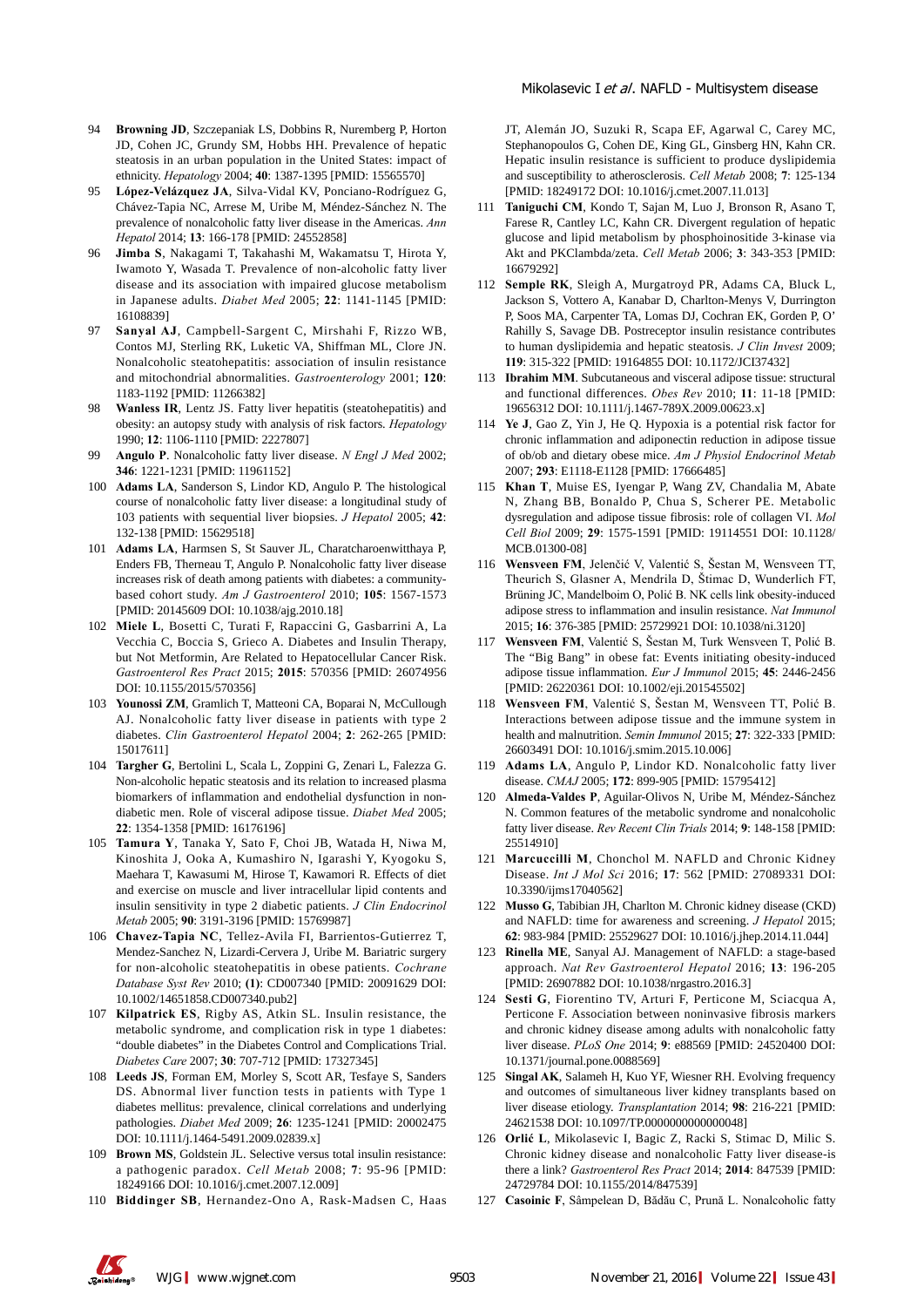94 **Browning JD**, Szczepaniak LS, Dobbins R, Nuremberg P, Horton JD, Cohen JC, Grundy SM, Hobbs HH. Prevalence of hepatic steatosis in an urban population in the United States: impact of ethnicity. *Hepatology* 2004; **40**: 1387-1395 [PMID: 15565570]

95 **López-Velázquez JA**, Silva-Vidal KV, Ponciano-Rodríguez G, Chávez-Tapia NC, Arrese M, Uribe M, Méndez-Sánchez N. The prevalence of nonalcoholic fatty liver disease in the Americas. *Ann Hepatol* 2014; **13**: 166-178 [PMID: 24552858]

96 **Jimba S**, Nakagami T, Takahashi M, Wakamatsu T, Hirota Y, Iwamoto Y, Wasada T. Prevalence of non-alcoholic fatty liver disease and its association with impaired glucose metabolism in Japanese adults. *Diabet Med* 2005; **22**: 1141-1145 [PMID: 16108839]

97 **Sanyal AJ**, Campbell-Sargent C, Mirshahi F, Rizzo WB, Contos MJ, Sterling RK, Luketic VA, Shiffman ML, Clore JN. Nonalcoholic steatohepatitis: association of insulin resistance and mitochondrial abnormalities. *Gastroenterology* 2001; **120**: 1183-1192 [PMID: 11266382]

98 **Wanless IR**, Lentz JS. Fatty liver hepatitis (steatohepatitis) and obesity: an autopsy study with analysis of risk factors. *Hepatology* 1990; **12**: 1106-1110 [PMID: 2227807]

99 **Angulo P**. Nonalcoholic fatty liver disease. *N Engl J Med* 2002; **346**: 1221-1231 [PMID: 11961152]

100 **Adams LA**, Sanderson S, Lindor KD, Angulo P. The histological course of nonalcoholic fatty liver disease: a longitudinal study of 103 patients with sequential liver biopsies. *J Hepatol* 2005; **42**: 132-138 [PMID: 15629518]

101 **Adams LA**, Harmsen S, St Sauver JL, Charatcharoenwitthaya P, Enders FB, Therneau T, Angulo P. Nonalcoholic fatty liver disease increases risk of death among patients with diabetes: a community-based cohort study. *Am J Gastroenterol* 2010; **105**: 1567-1573 [PMID: 20145609 DOI: 10.1038/ajg.2010.18]

102 **Miele L**, Bosetti C, Turati F, Rapaccini G, Gasbarrini A, La Vecchia C, Boccia S, Grieco A. Diabetes and Insulin Therapy, but Not Metformin, Are Related to Hepatocellular Cancer Risk. *Gastroenterol Res Pract* 2015; **2015**: 570356 [PMID: 26074956 DOI: 10.1155/2015/570356]

103 **Younossi ZM**, Gramlich T, Matteoni CA, Boparai N, McCullough AJ. Nonalcoholic fatty liver disease in patients with type 2 diabetes. *Clin Gastroenterol Hepatol* 2004; **2**: 262-265 [PMID: 15017611]

104 **Targher G**, Bertolini L, Scala L, Zoppini G, Zenari L, Falezza G. Non-alcoholic hepatic steatosis and its relation to increased plasma biomarkers of inflammation and endothelial dysfunction in non-diabetic men. Role of visceral adipose tissue. *Diabet Med* 2005; **22**: 1354-1358 [PMID: 16176196]

105 **Tamura Y**, Tanaka Y, Sato F, Choi JB, Watada H, Niwa M, Kinoshita J, Ooka A, Kumashiro N, Igarashi Y, Kyogoku S, Maehara T, Kawasumi M, Hirose T, Kawamori R. Effects of diet and exercise on muscle and liver intracellular lipid contents and insulin sensitivity in type 2 diabetic patients. *J Clin Endocrinol Metab* 2005; **90**: 3191-3196 [PMID: 15769987]

106 **Chavez-Tapia NC**, Tellez-Avila FI, Barrientos-Gutierrez T, Mendez-Sanchez N, Lizardi-Cervera J, Uribe M. Bariatric surgery for non-alcoholic steatohepatitis in obese patients. *Cochrane Database Syst Rev* 2010; **(1)**: CD007340 [PMID: 20091629 DOI: 10.1002/14651858.CD007340.pub2]

107 **Kilpatrick ES**, Rigby AS, Atkin SL. Insulin resistance, the metabolic syndrome, and complication risk in type 1 diabetes: "double diabetes" in the Diabetes Control and Complications Trial. *Diabetes Care* 2007; **30**: 707-712 [PMID: 17327345]

108 **Leeds JS**, Forman EM, Morley S, Scott AR, Tesfaye S, Sanders DS. Abnormal liver function tests in patients with Type 1 diabetes mellitus: prevalence, clinical correlations and underlying pathologies. *Diabet Med* 2009; **26**: 1235-1241 [PMID: 20002475 DOI: 10.1111/j.1464-5491.2009.02839.x]

109 **Brown MS**, Goldstein JL. Selective versus total insulin resistance: a pathogenic paradox. *Cell Metab* 2008; **7**: 95-96 [PMID: 18249166 DOI: 10.1016/j.cmet.2007.12.009]

110 **Biddinger SB**, Hernandez-Ono A, Rask-Madsen C, Haas JT, Alemán JO, Suzuki R, Scapa EF, Agarwal C, Carey MC, Stephanopoulos G, Cohen DE, King GL, Ginsberg HN, Kahn CR. Hepatic insulin resistance is sufficient to produce dyslipidemia and susceptibility to atherosclerosis. *Cell Metab* 2008; **7**: 125-134 [PMID: 18249172 DOI: 10.1016/j.cmet.2007.11.013]

111 **Taniguchi CM**, Kondo T, Sajan M, Luo J, Bronson R, Asano T, Farese R, Cantley LC, Kahn CR. Divergent regulation of hepatic glucose and lipid metabolism by phosphoinositide 3-kinase via Akt and PKClambda/zeta. *Cell Metab* 2006; **3**: 343-353 [PMID: 16679292]

112 **Semple RK**, Sleigh A, Murgatroyd PR, Adams CA, Bluck L, Jackson S, Vottero A, Kanabar D, Charlton-Menys V, Durrington P, Soos MA, Carpenter TA, Lomas DJ, Cochran EK, Gorden P, O' Rahilly S, Savage DB. Postreceptor insulin resistance contributes to human dyslipidemia and hepatic steatosis. *J Clin Invest* 2009; **119**: 315-322 [PMID: 19164855 DOI: 10.1172/JCI37432]

113 **Ibrahim MM**. Subcutaneous and visceral adipose tissue: structural and functional differences. *Obes Rev* 2010; **11**: 11-18 [PMID: 19656312 DOI: 10.1111/j.1467-789X.2009.00623.x]

114 **Ye J**, Gao Z, Yin J, He Q. Hypoxia is a potential risk factor for chronic inflammation and adiponectin reduction in adipose tissue of ob/ob and dietary obese mice. *Am J Physiol Endocrinol Metab* 2007; **293**: E1118-E1128 [PMID: 17666485]

115 **Khan T**, Muise ES, Iyengar P, Wang ZV, Chandalia M, Abate N, Zhang BB, Bonaldo P, Chua S, Scherer PE. Metabolic dysregulation and adipose tissue fibrosis: role of collagen VI. *Mol Cell Biol* 2009; **29**: 1575-1591 [PMID: 19114551 DOI: 10.1128/MCB.01300-08]

116 **Wensveen FM**, Jelenčić V, Valentić S, Šestan M, Wensveen TT, Theurich S, Glasner A, Mendrila D, Štimac D, Wunderlich FT, Brüning JC, Mandelboim O, Polić B. NK cells link obesity-induced adipose stress to inflammation and insulin resistance. *Nat Immunol* 2015; **16**: 376-385 [PMID: 25729921 DOI: 10.1038/ni.3120]

117 **Wensveen FM**, Valentić S, Šestan M, Turk Wensveen T, Polić B. The "Big Bang" in obese fat: Events initiating obesity-induced adipose tissue inflammation. *Eur J Immunol* 2015; **45**: 2446-2456 [PMID: 26220361 DOI: 10.1002/eji.201545502]

118 **Wensveen FM**, Valentić S, Šestan M, Wensveen TT, Polić B. Interactions between adipose tissue and the immune system in health and malnutrition. *Semin Immunol* 2015; **27**: 322-333 [PMID: 26603491 DOI: 10.1016/j.smim.2015.10.006]

119 **Adams LA**, Angulo P, Lindor KD. Nonalcoholic fatty liver disease. *CMAJ* 2005; **172**: 899-905 [PMID: 15795412]

120 **Almeda-Valdes P**, Aguilar-Olivos N, Uribe M, Méndez-Sánchez N. Common features of the metabolic syndrome and nonalcoholic fatty liver disease. *Rev Recent Clin Trials* 2014; **9**: 148-158 [PMID: 25514910]

121 **Marcuccilli M**, Chonchol M. NAFLD and Chronic Kidney Disease. *Int J Mol Sci* 2016; **17**: 562 [PMID: 27089331 DOI: 10.3390/ijms17040562]

122 **Musso G**, Tabibian JH, Charlton M. Chronic kidney disease (CKD) and NAFLD: time for awareness and screening. *J Hepatol* 2015; **62**: 983-984 [PMID: 25529627 DOI: 10.1016/j.jhep.2014.11.044]

123 **Rinella ME**, Sanyal AJ. Management of NAFLD: a stage-based approach. *Nat Rev Gastroenterol Hepatol* 2016; **13**: 196-205 [PMID: 26907882 DOI: 10.1038/nrgastro.2016.3]

124 **Sesti G**, Fiorentino TV, Arturi F, Perticone M, Sciacqua A, Perticone F. Association between noninvasive fibrosis markers and chronic kidney disease among adults with nonalcoholic fatty liver disease. *PLoS One* 2014; **9**: e88569 [PMID: 24520400 DOI: 10.1371/journal.pone.0088569]

125 **Singal AK**, Salameh H, Kuo YF, Wiesner RH. Evolving frequency and outcomes of simultaneous liver kidney transplants based on liver disease etiology. *Transplantation* 2014; **98**: 216-221 [PMID: 24621538 DOI: 10.1097/TP.0000000000000048]

126 **Orlić L**, Mikolasevic I, Bagic Z, Racki S, Stimac D, Milic S. Chronic kidney disease and nonalcoholic Fatty liver disease-is there a link? *Gastroenterol Res Pract* 2014; **2014**: 847539 [PMID: 24729784 DOI: 10.1155/2014/847539]

127 **Casoinic F**, Sâmpelean D, Bădău C, Prună L. Nonalcoholic fatty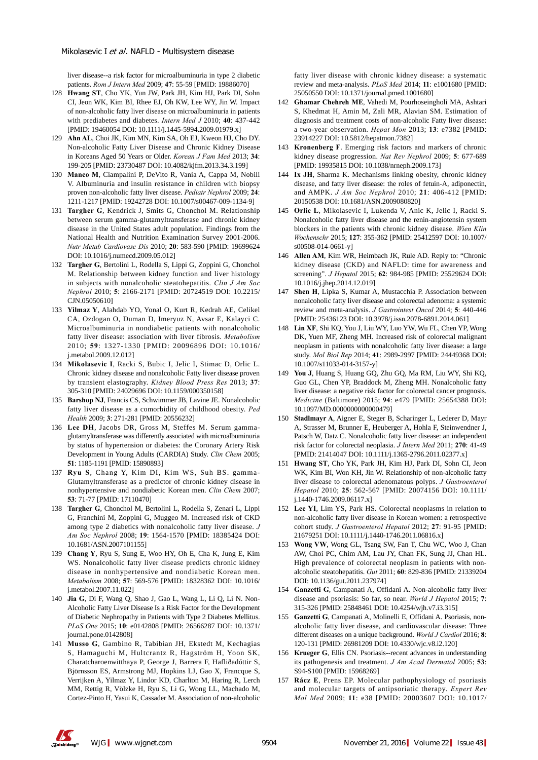liver disease--a risk factor for microalbuminuria in type 2 diabetic patients. *Rom J Intern Med* 2009; **47**: 55-59 [PMID: 19886070]

128 **Hwang ST**, Cho YK, Yun JW, Park JH, Kim HJ, Park DI, Sohn CI, Jeon WK, Kim BI, Rhee EJ, Oh KW, Lee WY, Jin W. Impact of non-alcoholic fatty liver disease on microalbuminuria in patients with prediabetes and diabetes. *Intern Med J* 2010; **40**: 437-442 [PMID: 19460054 DOI: 10.1111/j.1445-5994.2009.01979.x]

129 **Ahn AL**, Choi JK, Kim MN, Kim SA, Oh EJ, Kweon HJ, Cho DY. Non-alcoholic Fatty Liver Disease and Chronic Kidney Disease in Koreans Aged 50 Years or Older. *Korean J Fam Med* 2013; **34**: 199-205 [PMID: 23730487 DOI: 10.4082/kjfm.2013.34.3.199]

130 **Manco M**, Ciampalini P, DeVito R, Vania A, Cappa M, Nobili V. Albuminuria and insulin resistance in children with biopsy proven non-alcoholic fatty liver disease. *Pediatr Nephrol* 2009; **24**: 1211-1217 [PMID: 19242728 DOI: 10.1007/s00467-009-1134-9]

131 **Targher G**, Kendrick J, Smits G, Chonchol M. Relationship between serum gamma-glutamyltransferase and chronic kidney disease in the United States adult population. Findings from the National Health and Nutrition Examination Survey 2001-2006. *Nutr Metab Cardiovasc Dis* 2010; **20**: 583-590 [PMID: 19699624 DOI: 10.1016/j.numecd.2009.05.012]

132 **Targher G**, Bertolini L, Rodella S, Lippi G, Zoppini G, Chonchol M. Relationship between kidney function and liver histology in subjects with nonalcoholic steatohepatitis. *Clin J Am Soc Nephrol* 2010; **5**: 2166-2171 [PMID: 20724519 DOI: 10.2215/CJN.05050610]

133 **Yilmaz Y**, Alahdab YO, Yonal O, Kurt R, Kedrah AE, Celikel CA, Ozdogan O, Duman D, Imeryuz N, Avsar E, Kalayci C. Microalbuminuria in nondiabetic patients with nonalcoholic fatty liver disease: association with liver fibrosis. *Metabolism* 2010; **59**: 1327-1330 [PMID: 20096896 DOI: 10.1016/j.metabol.2009.12.012]

134 **Mikolasevic I**, Racki S, Bubic I, Jelic I, Stimac D, Orlic L. Chronic kidney disease and nonalcoholic Fatty liver disease proven by transient elastography. *Kidney Blood Press Res* 2013; **37**: 305-310 [PMID: 24029696 DOI: 10.1159/000350158]

135 **Barshop NJ**, Francis CS, Schwimmer JB, Lavine JE. Nonalcoholic fatty liver disease as a comorbidity of childhood obesity. *Ped Health* 2009; **3**: 271-281 [PMID: 20556232]

136 **Lee DH**, Jacobs DR, Gross M, Steffes M. Serum gamma-glutamyltransferase was differently associated with microalbuminuria by status of hypertension or diabetes: the Coronary Artery Risk Development in Young Adults (CARDIA) Study. *Clin Chem* 2005; **51**: 1185-1191 [PMID: 15890893]

137 **Ryu S**, Chang Y, Kim DI, Kim WS, Suh BS. gamma-Glutamyltransferase as a predictor of chronic kidney disease in nonhypertensive and nondiabetic Korean men. *Clin Chem* 2007; **53**: 71-77 [PMID: 17110470]

138 **Targher G**, Chonchol M, Bertolini L, Rodella S, Zenari L, Lippi G, Franchini M, Zoppini G, Muggeo M. Increased risk of CKD among type 2 diabetics with nonalcoholic fatty liver disease. *J Am Soc Nephrol* 2008; **19**: 1564-1570 [PMID: 18385424 DOI: 10.1681/ASN.2007101155]

139 **Chang Y**, Ryu S, Sung E, Woo HY, Oh E, Cha K, Jung E, Kim WS. Nonalcoholic fatty liver disease predicts chronic kidney disease in nonhypertensive and nondiabetic Korean men. *Metabolism* 2008; **57**: 569-576 [PMID: 18328362 DOI: 10.1016/j.metabol.2007.11.022]

140 **Jia G**, Di F, Wang Q, Shao J, Gao L, Wang L, Li Q, Li N. Non-Alcoholic Fatty Liver Disease Is a Risk Factor for the Development of Diabetic Nephropathy in Patients with Type 2 Diabetes Mellitus. *PLoS One* 2015; **10**: e0142808 [PMID: 26566287 DOI: 10.1371/journal.pone.0142808]

141 **Musso G**, Gambino R, Tabibian JH, Ekstedt M, Kechagias S, Hamaguchi M, Hultcrantz R, Hagström H, Yoon SK, Charatcharoenwitthaya P, George J, Barrera F, Hafliðadóttir S, Björnsson ES, Armstrong MJ, Hopkins LJ, Gao X, Francque S, Verrijken A, Yilmaz Y, Lindor KD, Charlton M, Haring R, Lerch MM, Rettig R, Völzke H, Ryu S, Li G, Wong LL, Machado M, Cortez-Pinto H, Yasui K, Cassader M. Association of non-alcoholic fatty liver disease with chronic kidney disease: a systematic review and meta-analysis. *PLoS Med* 2014; **11**: e1001680 [PMID: 25050550 DOI: 10.1371/journal.pmed.1001680]

142 **Ghamar Chehreh ME**, Vahedi M, Pourhoseingholi MA, Ashtari S, Khedmat H, Amin M, Zali MR, Alavian SM. Estimation of diagnosis and treatment costs of non-alcoholic Fatty liver disease: a two-year observation. *Hepat Mon* 2013; **13**: e7382 [PMID: 23914227 DOI: 10.5812/hepatmon.7382]

143 **Kronenberg F**. Emerging risk factors and markers of chronic kidney disease progression. *Nat Rev Nephrol* 2009; **5**: 677-689 [PMID: 19935815 DOI: 10.1038/nrneph.2009.173]

144 **Ix JH**, Sharma K. Mechanisms linking obesity, chronic kidney disease, and fatty liver disease: the roles of fetuin-A, adiponectin, and AMPK. *J Am Soc Nephrol* 2010; **21**: 406-412 [PMID: 20150538 DOI: 10.1681/ASN.2009080820]

145 **Orlic L**, Mikolasevic I, Lukenda V, Anic K, Jelic I, Racki S. Nonalcoholic fatty liver disease and the renin-angiotensin system blockers in the patients with chronic kidney disease. *Wien Klin Wochenschr* 2015; **127**: 355-362 [PMID: 25412597 DOI: 10.1007/s00508-014-0661-y]

146 **Allen AM**, Kim WR, Heimbach JK, Rule AD. Reply to: "Chronic kidney disease (CKD) and NAFLD: time for awareness and screening". *J Hepatol* 2015; **62**: 984-985 [PMID: 25529624 DOI: 10.1016/j.jhep.2014.12.019]

147 **Shen H**, Lipka S, Kumar A, Mustacchia P. Association between nonalcoholic fatty liver disease and colorectal adenoma: a systemic review and meta-analysis. *J Gastrointest Oncol* 2014; **5**: 440-446 [PMID: 25436123 DOI: 10.3978/j.issn.2078-6891.2014.061]

148 **Lin XF**, Shi KQ, You J, Liu WY, Luo YW, Wu FL, Chen YP, Wong DK, Yuen MF, Zheng MH. Increased risk of colorectal malignant neoplasm in patients with nonalcoholic fatty liver disease: a large study. *Mol Biol Rep* 2014; **41**: 2989-2997 [PMID: 24449368 DOI: 10.1007/s11033-014-3157-y]

149 **You J**, Huang S, Huang GQ, Zhu GQ, Ma RM, Liu WY, Shi KQ, Guo GL, Chen YP, Braddock M, Zheng MH. Nonalcoholic fatty liver disease: a negative risk factor for colorectal cancer prognosis. *Medicine* (Baltimore) 2015; **94**: e479 [PMID: 25654388 DOI: 10.1097/MD.0000000000000479]

150 **Stadlmayr A**, Aigner E, Steger B, Scharinger L, Lederer D, Mayr A, Strasser M, Brunner E, Heuberger A, Hohla F, Steinwendner J, Patsch W, Datz C. Nonalcoholic fatty liver disease: an independent risk factor for colorectal neoplasia. *J Intern Med* 2011; **270**: 41-49 [PMID: 21414047 DOI: 10.1111/j.1365-2796.2011.02377.x]

151 **Hwang ST**, Cho YK, Park JH, Kim HJ, Park DI, Sohn CI, Jeon WK, Kim BI, Won KH, Jin W. Relationship of non-alcoholic fatty liver disease to colorectal adenomatous polyps. *J Gastroenterol Hepatol* 2010; **25**: 562-567 [PMID: 20074156 DOI: 10.1111/j.1440-1746.2009.06117.x]

152 **Lee YI**, Lim YS, Park HS. Colorectal neoplasms in relation to non-alcoholic fatty liver disease in Korean women: a retrospective cohort study. *J Gastroenterol Hepatol* 2012; **27**: 91-95 [PMID: 21679251 DOI: 10.1111/j.1440-1746.2011.06816.x]

153 **Wong VW**, Wong GL, Tsang SW, Fan T, Chu WC, Woo J, Chan AW, Choi PC, Chim AM, Lau JY, Chan FK, Sung JJ, Chan HL. High prevalence of colorectal neoplasm in patients with non-alcoholic steatohepatitis. *Gut* 2011; **60**: 829-836 [PMID: 21339204 DOI: 10.1136/gut.2011.237974]

154 **Ganzetti G**, Campanati A, Offidani A. Non-alcoholic fatty liver disease and psoriasis: So far, so near. *World J Hepatol* 2015; **7**: 315-326 [PMID: 25848461 DOI: 10.4254/wjh.v7.i3.315]

155 **Ganzetti G**, Campanati A, Molinelli E, Offidani A. Psoriasis, non-alcoholic fatty liver disease, and cardiovascular disease: Three different diseases on a unique background. *World J Cardiol* 2016; **8**: 120-131 [PMID: 26981209 DOI: 10.4330/wjc.v8.i2.120]

156 **Krueger G**, Ellis CN. Psoriasis--recent advances in understanding its pathogenesis and treatment. *J Am Acad Dermatol* 2005; **53**: S94-S100 [PMID: 15968269]

157 **Rácz E**, Prens EP. Molecular pathophysiology of psoriasis and molecular targets of antipsoriatic therapy. *Expert Rev Mol Med* 2009; **11**: e38 [PMID: 20003607 DOI: 10.1017/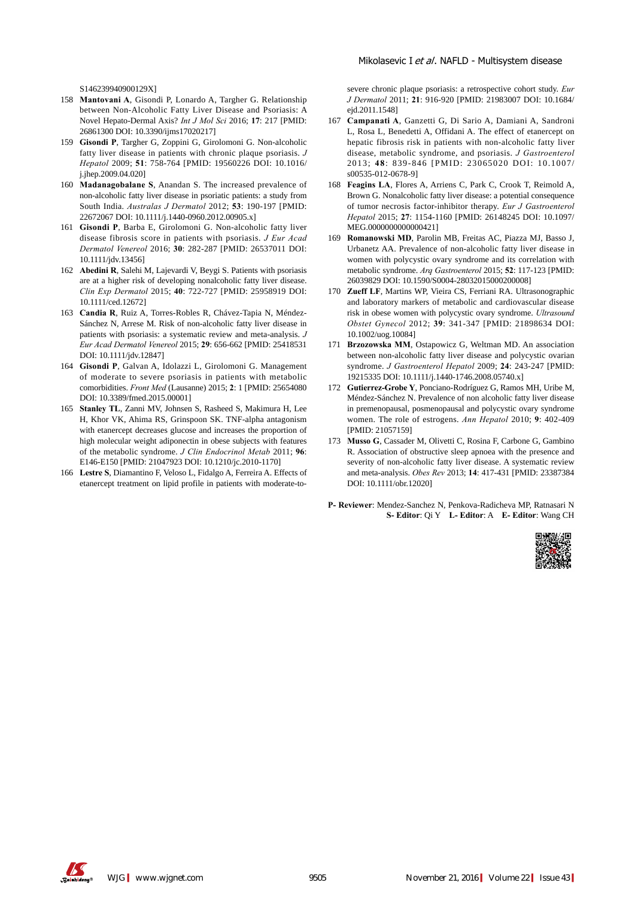S146239940900129X]

158 **Mantovani A**, Gisondi P, Lonardo A, Targher G. Relationship between Non-Alcoholic Fatty Liver Disease and Psoriasis: A Novel Hepato-Dermal Axis? *Int J Mol Sci* 2016; **17**: 217 [PMID: 26861300 DOI: 10.3390/ijms17020217]

159 **Gisondi P**, Targher G, Zoppini G, Girolomoni G. Non-alcoholic fatty liver disease in patients with chronic plaque psoriasis. *J Hepatol* 2009; **51**: 758-764 [PMID: 19560226 DOI: 10.1016/j.jhep.2009.04.020]

160 **Madanagobalane S**, Anandan S. The increased prevalence of non-alcoholic fatty liver disease in psoriatic patients: a study from South India. *Australas J Dermatol* 2012; **53**: 190-197 [PMID: 22672067 DOI: 10.1111/j.1440-0960.2012.00905.x]

161 **Gisondi P**, Barba E, Girolomoni G. Non-alcoholic fatty liver disease fibrosis score in patients with psoriasis. *J Eur Acad Dermatol Venereol* 2016; **30**: 282-287 [PMID: 26537011 DOI: 10.1111/jdv.13456]

162 **Abedini R**, Salehi M, Lajevardi V, Beygi S. Patients with psoriasis are at a higher risk of developing nonalcoholic fatty liver disease. *Clin Exp Dermatol* 2015; **40**: 722-727 [PMID: 25958919 DOI: 10.1111/ced.12672]

163 **Candia R**, Ruiz A, Torres-Robles R, Chávez-Tapia N, Méndez-Sánchez N, Arrese M. Risk of non-alcoholic fatty liver disease in patients with psoriasis: a systematic review and meta-analysis. *J Eur Acad Dermatol Venereol* 2015; **29**: 656-662 [PMID: 25418531 DOI: 10.1111/jdv.12847]

164 **Gisondi P**, Galvan A, Idolazzi L, Girolomoni G. Management of moderate to severe psoriasis in patients with metabolic comorbidities. *Front Med* (Lausanne) 2015; **2**: 1 [PMID: 25654080 DOI: 10.3389/fmed.2015.00001]

165 **Stanley TL**, Zanni MV, Johnsen S, Rasheed S, Makimura H, Lee H, Khor VK, Ahima RS, Grinspoon SK. TNF-alpha antagonism with etanercept decreases glucose and increases the proportion of high molecular weight adiponectin in obese subjects with features of the metabolic syndrome. *J Clin Endocrinol Metab* 2011; **96**: E146-E150 [PMID: 21047923 DOI: 10.1210/jc.2010-1170]

166 **Lestre S**, Diamantino F, Veloso L, Fidalgo A, Ferreira A. Effects of etanercept treatment on lipid profile in patients with moderate-to-severe chronic plaque psoriasis: a retrospective cohort study. *Eur J Dermatol* 2011; **21**: 916-920 [PMID: 21983007 DOI: 10.1684/ejd.2011.1548]

167 **Campanati A**, Ganzetti G, Di Sario A, Damiani A, Sandroni L, Rosa L, Benedetti A, Offidani A. The effect of etanercept on hepatic fibrosis risk in patients with non-alcoholic fatty liver disease, metabolic syndrome, and psoriasis. *J Gastroenterol* 2013; **48**: 839-846 [PMID: 23065020 DOI: 10.1007/s00535-012-0678-9]

168 **Feagins LA**, Flores A, Arriens C, Park C, Crook T, Reimold A, Brown G. Nonalcoholic fatty liver disease: a potential consequence of tumor necrosis factor-inhibitor therapy. *Eur J Gastroenterol Hepatol* 2015; **27**: 1154-1160 [PMID: 26148245 DOI: 10.1097/MEG.0000000000000421]

169 **Romanowski MD**, Parolin MB, Freitas AC, Piazza MJ, Basso J, Urbanetz AA. Prevalence of non-alcoholic fatty liver disease in women with polycystic ovary syndrome and its correlation with metabolic syndrome. *Arq Gastroenterol* 2015; **52**: 117-123 [PMID: 26039829 DOI: 10.1590/S0004-28032015000200008]

170 **Zueff LF**, Martins WP, Vieira CS, Ferriani RA. Ultrasonographic and laboratory markers of metabolic and cardiovascular disease risk in obese women with polycystic ovary syndrome. *Ultrasound Obstet Gynecol* 2012; **39**: 341-347 [PMID: 21898634 DOI: 10.1002/uog.10084]

171 **Brzozowska MM**, Ostapowicz G, Weltman MD. An association between non-alcoholic fatty liver disease and polycystic ovarian syndrome. *J Gastroenterol Hepatol* 2009; **24**: 243-247 [PMID: 19215335 DOI: 10.1111/j.1440-1746.2008.05740.x]

172 **Gutierrez-Grobe Y**, Ponciano-Rodríguez G, Ramos MH, Uribe M, Méndez-Sánchez N. Prevalence of non alcoholic fatty liver disease in premenopausal, posmenopausal and polycystic ovary syndrome women. The role of estrogens. *Ann Hepatol* 2010; **9**: 402-409 [PMID: 21057159]

173 **Musso G**, Cassader M, Olivetti C, Rosina F, Carbone G, Gambino R. Association of obstructive sleep apnoea with the presence and severity of non-alcoholic fatty liver disease. A systematic review and meta-analysis. *Obes Rev* 2013; **14**: 417-431 [PMID: 23387384 DOI: 10.1111/obr.12020]

**P- Reviewer**: Mendez-Sanchez N, Penkova-Radicheva MP, Ratnasari N
**S- Editor**: Qi Y **L- Editor**: A **E- Editor**: Wang CH